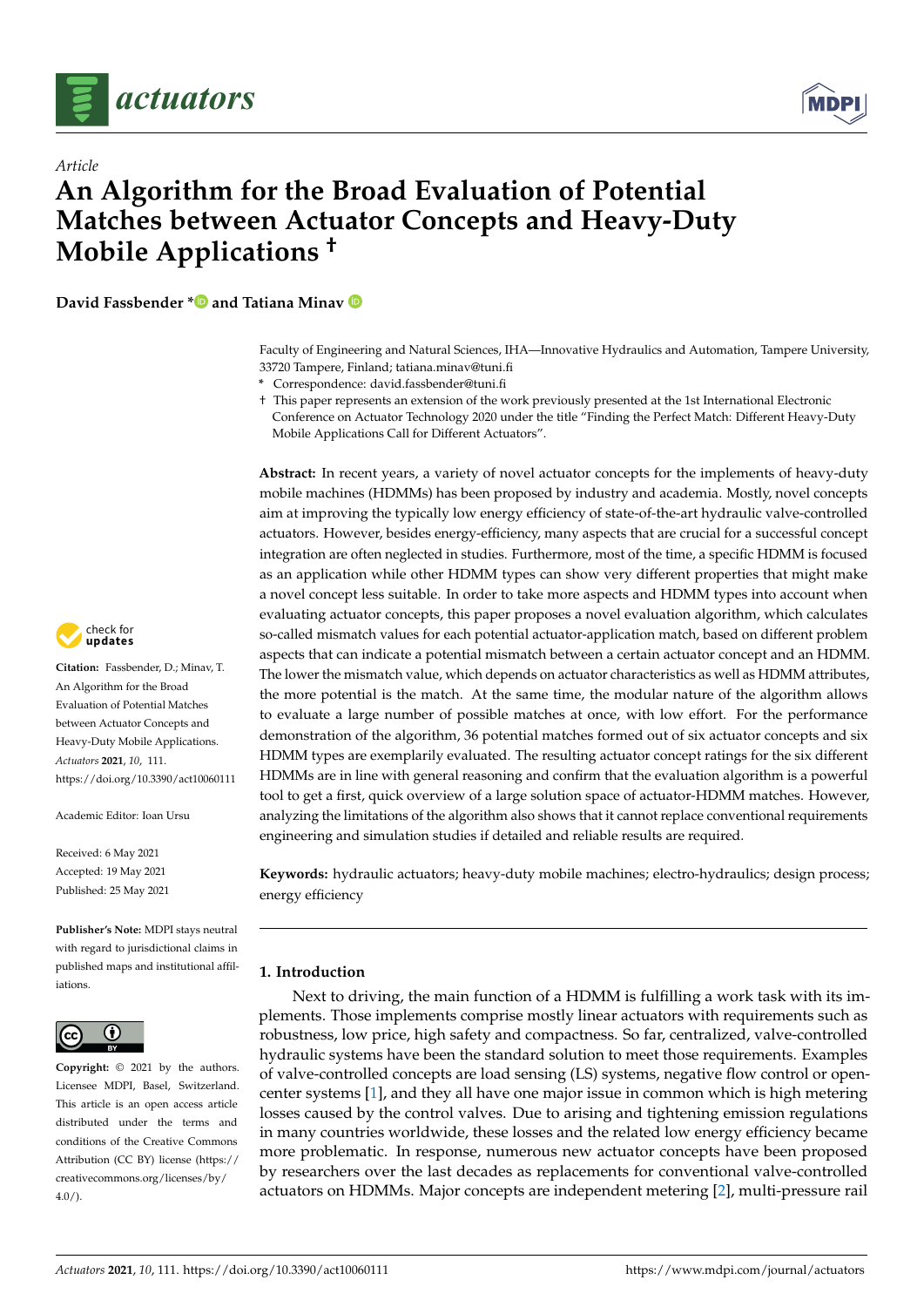*Article*

# An Algorithm for the Broad Evaluation of Potential Matches between Actuator Concepts and Heavy-Duty Mobile Applications †

**David Fassbender \* and Tatiana Minav**

Faculty of Engineering and Natural Sciences, IHA—Innovative Hydraulics and Automation, Tampere University, 33720 Tampere, Finland; tatiana.minav@tuni.fi

\* Correspondence: david.fassbender@tuni.fi

† This paper represents an extension of the work previously presented at the 1st International Electronic Conference on Actuator Technology 2020 under the title "Finding the Perfect Match: Different Heavy-Duty Mobile Applications Call for Different Actuators".

**Citation:** Fassbender, D.; Minav, T. An Algorithm for the Broad Evaluation of Potential Matches between Actuator Concepts and Heavy-Duty Mobile Applications. *Actuators* **2021**, *10*, 111. https://doi.org/10.3390/act10060111

Academic Editor: Ioan Ursu

Received: 6 May 2021
Accepted: 19 May 2021
Published: 25 May 2021

**Publisher's Note:** MDPI stays neutral with regard to jurisdictional claims in published maps and institutional affiliations.

**Copyright:** © 2021 by the authors. Licensee MDPI, Basel, Switzerland. This article is an open access article distributed under the terms and conditions of the Creative Commons Attribution (CC BY) license (https://creativecommons.org/licenses/by/4.0/).

**Abstract:** In recent years, a variety of novel actuator concepts for the implements of heavy-duty mobile machines (HDMMs) has been proposed by industry and academia. Mostly, novel concepts aim at improving the typically low energy efficiency of state-of-the-art hydraulic valve-controlled actuators. However, besides energy-efficiency, many aspects that are crucial for a successful concept integration are often neglected in studies. Furthermore, most of the time, a specific HDMM is focused as an application while other HDMM types can show very different properties that might make a novel concept less suitable. In order to take more aspects and HDMM types into account when evaluating actuator concepts, this paper proposes a novel evaluation algorithm, which calculates so-called mismatch values for each potential actuator-application match, based on different problem aspects that can indicate a potential mismatch between a certain actuator concept and an HDMM. The lower the mismatch value, which depends on actuator characteristics as well as HDMM attributes, the more potential is the match. At the same time, the modular nature of the algorithm allows to evaluate a large number of possible matches at once, with low effort. For the performance demonstration of the algorithm, 36 potential matches formed out of six actuator concepts and six HDMM types are exemplarily evaluated. The resulting actuator concept ratings for the six different HDMMs are in line with general reasoning and confirm that the evaluation algorithm is a powerful tool to get a first, quick overview of a large solution space of actuator-HDMM matches. However, analyzing the limitations of the algorithm also shows that it cannot replace conventional requirements engineering and simulation studies if detailed and reliable results are required.

**Keywords:** hydraulic actuators; heavy-duty mobile machines; electro-hydraulics; design process; energy efficiency

## 1. Introduction

Next to driving, the main function of a HDMM is fulfilling a work task with its implements. Those implements comprise mostly linear actuators with requirements such as robustness, low price, high safety and compactness. So far, centralized, valve-controlled hydraulic systems have been the standard solution to meet those requirements. Examples of valve-controlled concepts are load sensing (LS) systems, negative flow control or open-center systems [1], and they all have one major issue in common which is high metering losses caused by the control valves. Due to arising and tightening emission regulations in many countries worldwide, these losses and the related low energy efficiency became more problematic. In response, numerous new actuator concepts have been proposed by researchers over the last decades as replacements for conventional valve-controlled actuators on HDMMs. Major concepts are independent metering [2], multi-pressure rail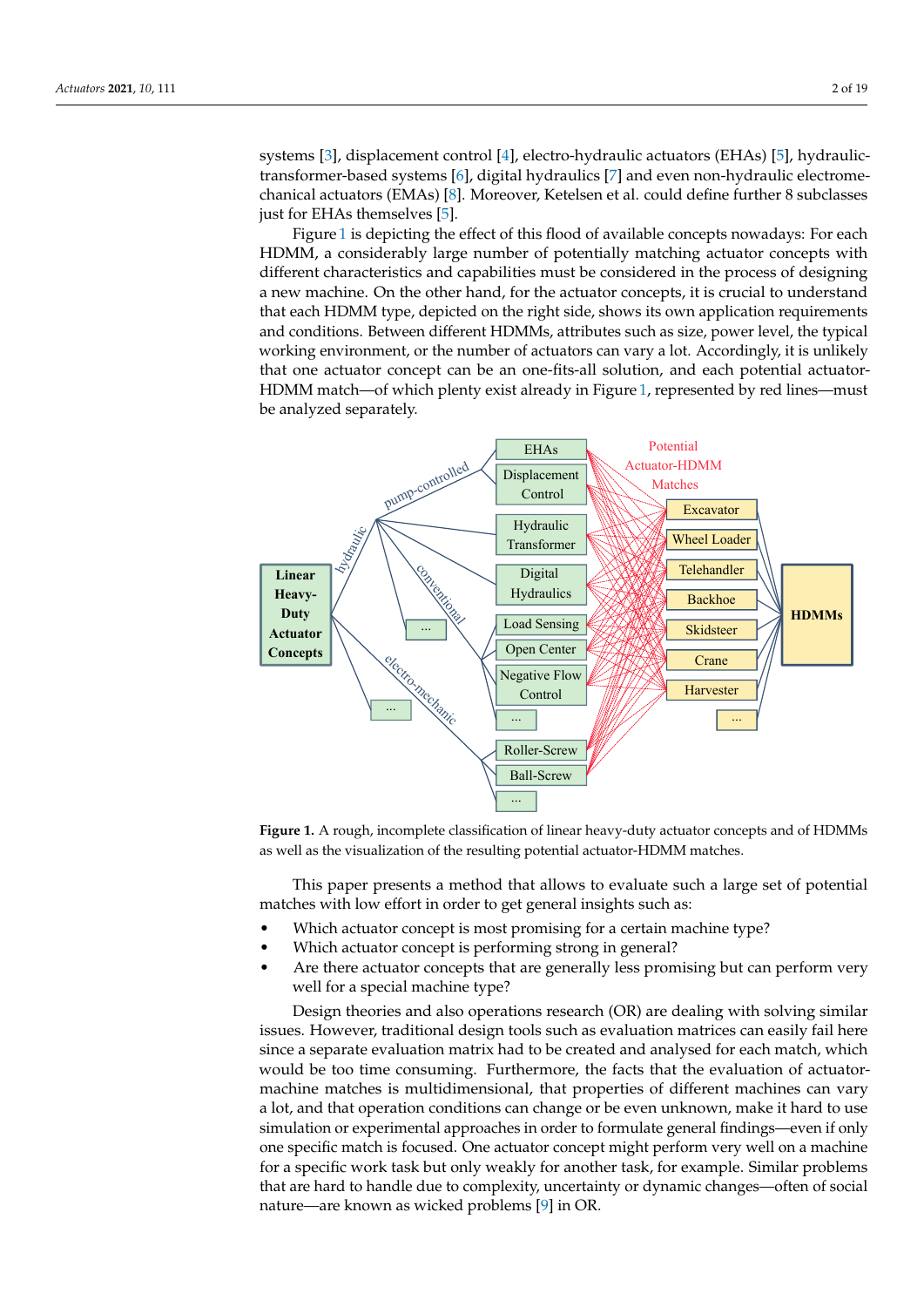systems [3], displacement control [4], electro-hydraulic actuators (EHAs) [5], hydraulic-transformer-based systems [6], digital hydraulics [7] and even non-hydraulic electromechanical actuators (EMAs) [8]. Moreover, Ketelsen et al. could define further 8 subclasses just for EHAs themselves [5].

Figure 1 is depicting the effect of this flood of available concepts nowadays: For each HDMM, a considerably large number of potentially matching actuator concepts with different characteristics and capabilities must be considered in the process of designing a new machine. On the other hand, for the actuator concepts, it is crucial to understand that each HDMM type, depicted on the right side, shows its own application requirements and conditions. Between different HDMMs, attributes such as size, power level, the typical working environment, or the number of actuators can vary a lot. Accordingly, it is unlikely that one actuator concept can be an one-fits-all solution, and each potential actuator-HDMM match—of which plenty exist already in Figure 1, represented by red lines—must be analyzed separately.

**Figure 1.** A rough, incomplete classification of linear heavy-duty actuator concepts and of HDMMs as well as the visualization of the resulting potential actuator-HDMM matches.

This paper presents a method that allows to evaluate such a large set of potential matches with low effort in order to get general insights such as:

- Which actuator concept is most promising for a certain machine type?
- Which actuator concept is performing strong in general?
- Are there actuator concepts that are generally less promising but can perform very well for a special machine type?

Design theories and also operations research (OR) are dealing with solving similar issues. However, traditional design tools such as evaluation matrices can easily fail here since a separate evaluation matrix had to be created and analysed for each match, which would be too time consuming. Furthermore, the facts that the evaluation of actuator-machine matches is multidimensional, that properties of different machines can vary a lot, and that operation conditions can change or be even unknown, make it hard to use simulation or experimental approaches in order to formulate general findings—even if only one specific match is focused. One actuator concept might perform very well on a machine for a specific work task but only weakly for another task, for example. Similar problems that are hard to handle due to complexity, uncertainty or dynamic changes—often of social nature—are known as wicked problems [9] in OR.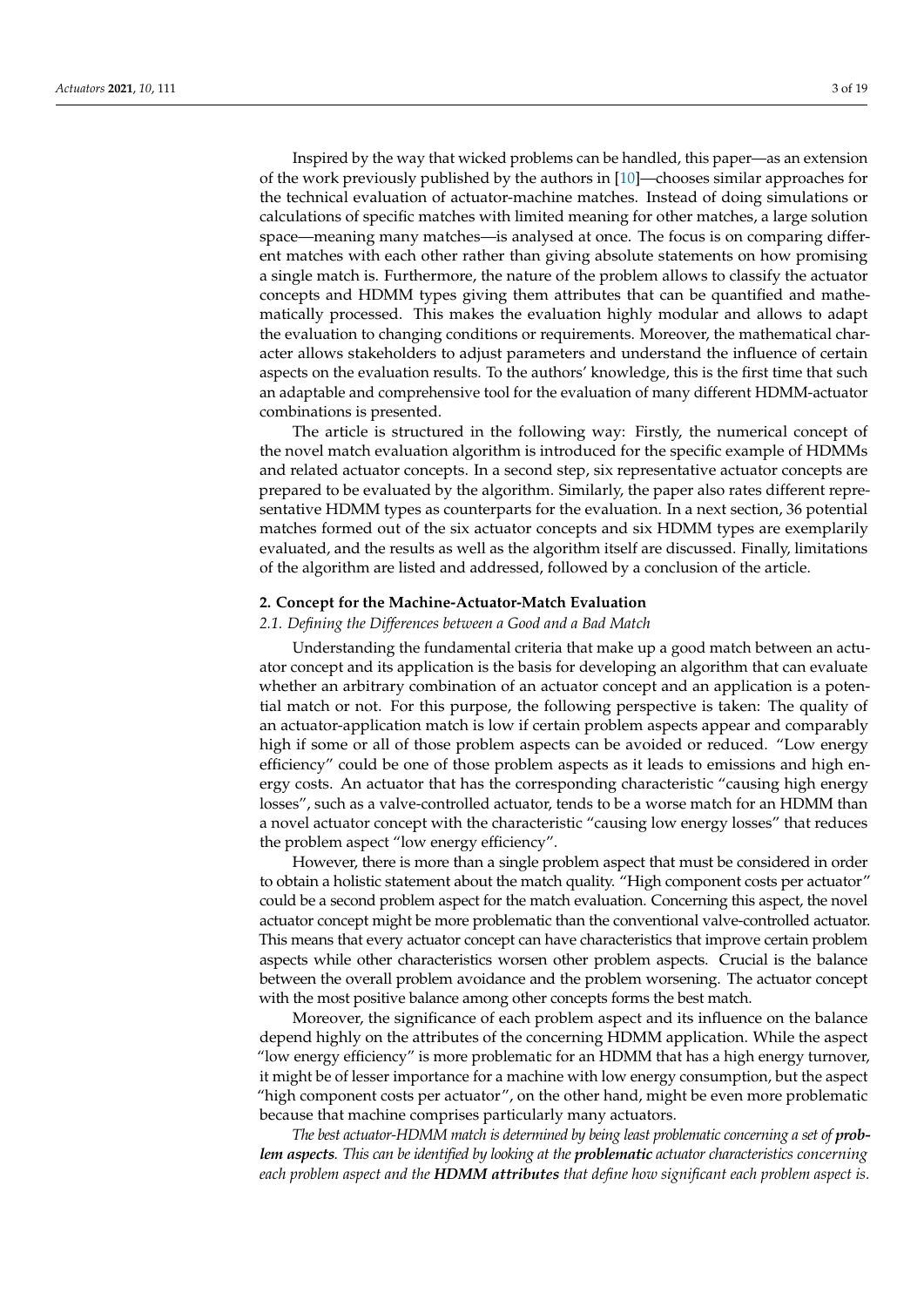Inspired by the way that wicked problems can be handled, this paper—as an extension of the work previously published by the authors in [10]—chooses similar approaches for the technical evaluation of actuator-machine matches. Instead of doing simulations or calculations of specific matches with limited meaning for other matches, a large solution space—meaning many matches—is analysed at once. The focus is on comparing different matches with each other rather than giving absolute statements on how promising a single match is. Furthermore, the nature of the problem allows to classify the actuator concepts and HDMM types giving them attributes that can be quantified and mathematically processed. This makes the evaluation highly modular and allows to adapt the evaluation to changing conditions or requirements. Moreover, the mathematical character allows stakeholders to adjust parameters and understand the influence of certain aspects on the evaluation results. To the authors' knowledge, this is the first time that such an adaptable and comprehensive tool for the evaluation of many different HDMM-actuator combinations is presented.

The article is structured in the following way: Firstly, the numerical concept of the novel match evaluation algorithm is introduced for the specific example of HDMMs and related actuator concepts. In a second step, six representative actuator concepts are prepared to be evaluated by the algorithm. Similarly, the paper also rates different representative HDMM types as counterparts for the evaluation. In a next section, 36 potential matches formed out of the six actuator concepts and six HDMM types are exemplarily evaluated, and the results as well as the algorithm itself are discussed. Finally, limitations of the algorithm are listed and addressed, followed by a conclusion of the article.

## 2. Concept for the Machine-Actuator-Match Evaluation

### 2.1. Defining the Differences between a Good and a Bad Match

Understanding the fundamental criteria that make up a good match between an actuator concept and its application is the basis for developing an algorithm that can evaluate whether an arbitrary combination of an actuator concept and an application is a potential match or not. For this purpose, the following perspective is taken: The quality of an actuator-application match is low if certain problem aspects appear and comparably high if some or all of those problem aspects can be avoided or reduced. "Low energy efficiency" could be one of those problem aspects as it leads to emissions and high energy costs. An actuator that has the corresponding characteristic "causing high energy losses", such as a valve-controlled actuator, tends to be a worse match for an HDMM than a novel actuator concept with the characteristic "causing low energy losses" that reduces the problem aspect "low energy efficiency".

However, there is more than a single problem aspect that must be considered in order to obtain a holistic statement about the match quality. "High component costs per actuator" could be a second problem aspect for the match evaluation. Concerning this aspect, the novel actuator concept might be more problematic than the conventional valve-controlled actuator. This means that every actuator concept can have characteristics that improve certain problem aspects while other characteristics worsen other problem aspects. Crucial is the balance between the overall problem avoidance and the problem worsening. The actuator concept with the most positive balance among other concepts forms the best match.

Moreover, the significance of each problem aspect and its influence on the balance depend highly on the attributes of the concerning HDMM application. While the aspect "low energy efficiency" is more problematic for an HDMM that has a high energy turnover, it might be of lesser importance for a machine with low energy consumption, but the aspect "high component costs per actuator", on the other hand, might be even more problematic because that machine comprises particularly many actuators.

*The best actuator-HDMM match is determined by being least problematic concerning a set of* ***problem aspects****. This can be identified by looking at the* ***problematic*** *actuator characteristics concerning each problem aspect and the* ***HDMM attributes*** *that define how significant each problem aspect is.*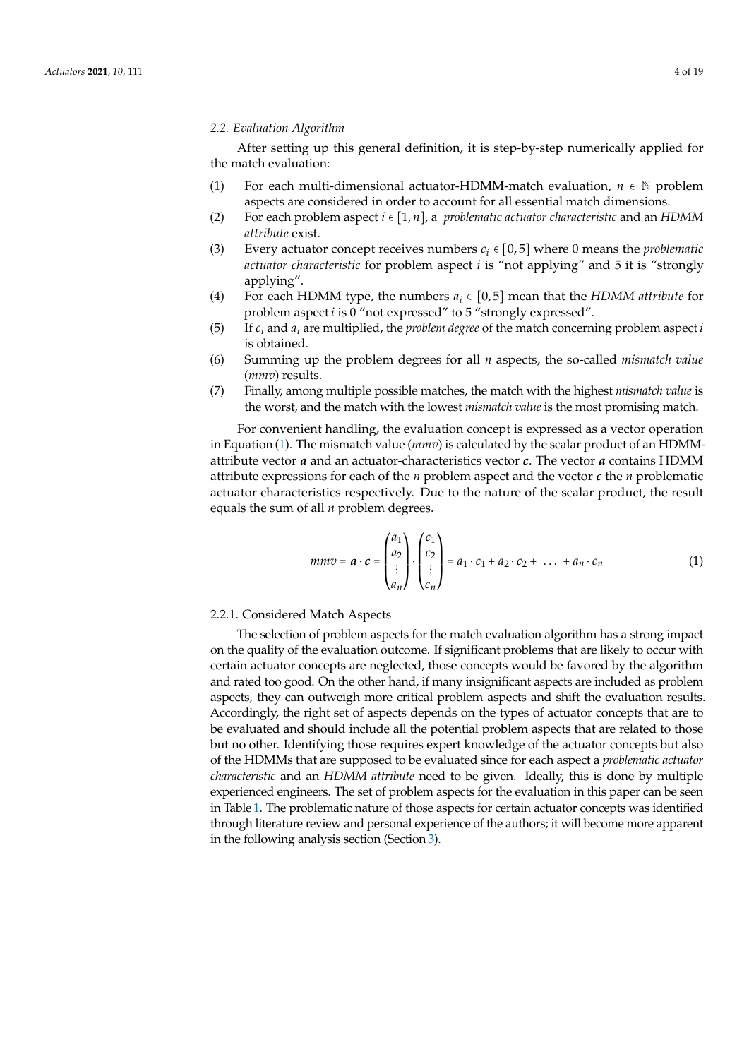### 2.2. Evaluation Algorithm

After setting up this general definition, it is step-by-step numerically applied for the match evaluation:

(1) For each multi-dimensional actuator-HDMM-match evaluation, $n \in \mathbb{N}$ problem aspects are considered in order to account for all essential match dimensions.

(2) For each problem aspect $i \in [1, n]$, a *problematic actuator characteristic* and an *HDMM attribute* exist.

(3) Every actuator concept receives numbers $c_i \in [0, 5]$ where 0 means the *problematic actuator characteristic* for problem aspect $i$ is "not applying" and 5 it is "strongly applying".

(4) For each HDMM type, the numbers $a_i \in [0, 5]$ mean that the *HDMM attribute* for problem aspect $i$ is 0 "not expressed" to 5 "strongly expressed".

(5) If $c_i$ and $a_i$ are multiplied, the *problem degree* of the match concerning problem aspect $i$ is obtained.

(6) Summing up the problem degrees for all $n$ aspects, the so-called *mismatch value* (*mmv*) results.

(7) Finally, among multiple possible matches, the match with the highest *mismatch value* is the worst, and the match with the lowest *mismatch value* is the most promising match.

For convenient handling, the evaluation concept is expressed as a vector operation in Equation (1). The mismatch value (*mmv*) is calculated by the scalar product of an HDMM-attribute vector $\boldsymbol{a}$ and an actuator-characteristics vector $\boldsymbol{c}$. The vector $\boldsymbol{a}$ contains HDMM attribute expressions for each of the $n$ problem aspect and the vector $\boldsymbol{c}$ the $n$ problematic actuator characteristics respectively. Due to the nature of the scalar product, the result equals the sum of all $n$ problem degrees.

$$mmv = \boldsymbol{a} \cdot \boldsymbol{c} = \begin{pmatrix} a_1 \\ a_2 \\ \vdots \\ a_n \end{pmatrix} \cdot \begin{pmatrix} c_1 \\ c_2 \\ \vdots \\ c_n \end{pmatrix} = a_1 \cdot c_1 + a_2 \cdot c_2 + \ \dots \ + a_n \cdot c_n \tag{1}$$

#### 2.2.1. Considered Match Aspects

The selection of problem aspects for the match evaluation algorithm has a strong impact on the quality of the evaluation outcome. If significant problems that are likely to occur with certain actuator concepts are neglected, those concepts would be favored by the algorithm and rated too good. On the other hand, if many insignificant aspects are included as problem aspects, they can outweigh more critical problem aspects and shift the evaluation results. Accordingly, the right set of aspects depends on the types of actuator concepts that are to be evaluated and should include all the potential problem aspects that are related to those but no other. Identifying those requires expert knowledge of the actuator concepts but also of the HDMMs that are supposed to be evaluated since for each aspect a *problematic actuator characteristic* and an *HDMM attribute* need to be given. Ideally, this is done by multiple experienced engineers. The set of problem aspects for the evaluation in this paper can be seen in Table 1. The problematic nature of those aspects for certain actuator concepts was identified through literature review and personal experience of the authors; it will become more apparent in the following analysis section (Section 3).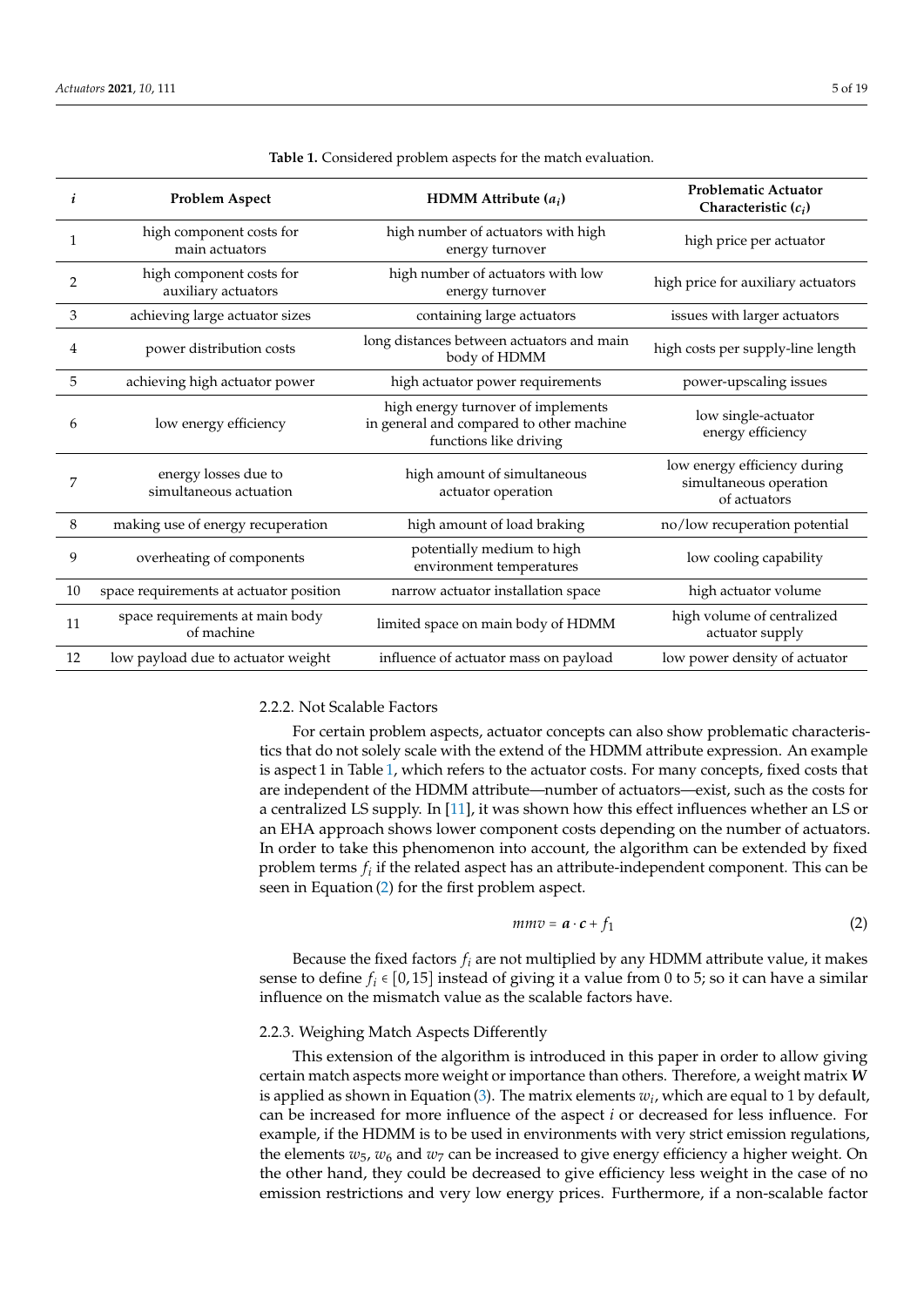**Table 1.** Considered problem aspects for the match evaluation.

| $i$ | Problem Aspect | HDMM Attribute ($a_i$) | Problematic Actuator Characteristic ($c_i$) |
|---|---|---|---|
| 1 | high component costs for main actuators | high number of actuators with high energy turnover | high price per actuator |
| 2 | high component costs for auxiliary actuators | high number of actuators with low energy turnover | high price for auxiliary actuators |
| 3 | achieving large actuator sizes | containing large actuators | issues with larger actuators |
| 4 | power distribution costs | long distances between actuators and main body of HDMM | high costs per supply-line length |
| 5 | achieving high actuator power | high actuator power requirements | power-upscaling issues |
| 6 | low energy efficiency | high energy turnover of implements in general and compared to other machine functions like driving | low single-actuator energy efficiency |
| 7 | energy losses due to simultaneous actuation | high amount of simultaneous actuator operation | low energy efficiency during simultaneous operation of actuators |
| 8 | making use of energy recuperation | high amount of load braking | no/low recuperation potential |
| 9 | overheating of components | potentially medium to high environment temperatures | low cooling capability |
| 10 | space requirements at actuator position | narrow actuator installation space | high actuator volume |
| 11 | space requirements at main body of machine | limited space on main body of HDMM | high volume of centralized actuator supply |
| 12 | low payload due to actuator weight | influence of actuator mass on payload | low power density of actuator |

### 2.2.2. Not Scalable Factors

For certain problem aspects, actuator concepts can also show problematic characteristics that do not solely scale with the extend of the HDMM attribute expression. An example is aspect 1 in Table 1, which refers to the actuator costs. For many concepts, fixed costs that are independent of the HDMM attribute—number of actuators—exist, such as the costs for a centralized LS supply. In [11], it was shown how this effect influences whether an LS or an EHA approach shows lower component costs depending on the number of actuators. In order to take this phenomenon into account, the algorithm can be extended by fixed problem terms $f_i$ if the related aspect has an attribute-independent component. This can be seen in Equation (2) for the first problem aspect.

$$mmv = \boldsymbol{a} \cdot \boldsymbol{c} + f_1 \tag{2}$$

Because the fixed factors $f_i$ are not multiplied by any HDMM attribute value, it makes sense to define $f_i \in [0, 15]$ instead of giving it a value from 0 to 5; so it can have a similar influence on the mismatch value as the scalable factors have.

### 2.2.3. Weighing Match Aspects Differently

This extension of the algorithm is introduced in this paper in order to allow giving certain match aspects more weight or importance than others. Therefore, a weight matrix $\boldsymbol{W}$ is applied as shown in Equation (3). The matrix elements $w_i$, which are equal to 1 by default, can be increased for more influence of the aspect $i$ or decreased for less influence. For example, if the HDMM is to be used in environments with very strict emission regulations, the elements $w_5$, $w_6$ and $w_7$ can be increased to give energy efficiency a higher weight. On the other hand, they could be decreased to give efficiency less weight in the case of no emission restrictions and very low energy prices. Furthermore, if a non-scalable factor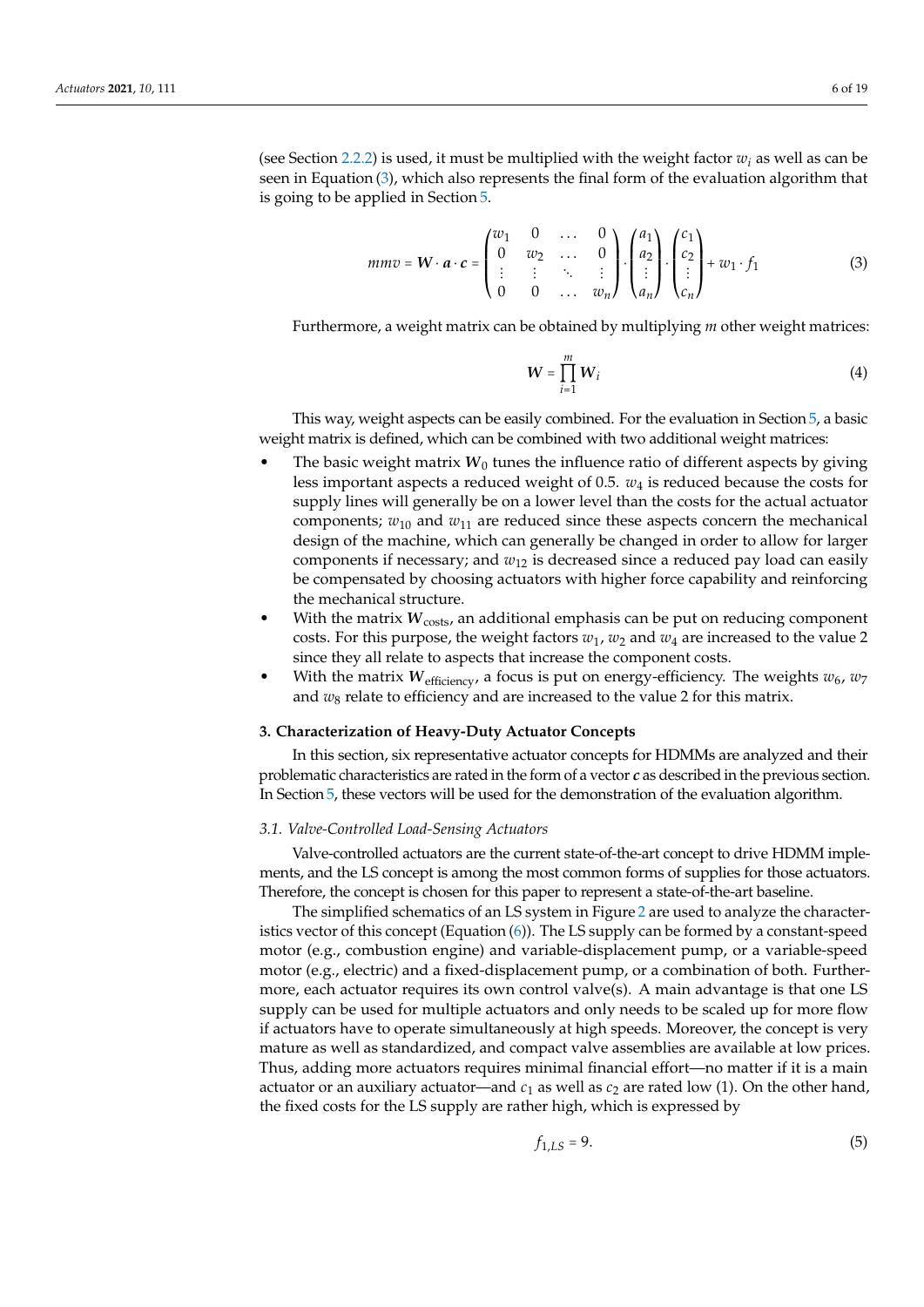(see Section 2.2.2) is used, it must be multiplied with the weight factor $w_i$ as well as can be seen in Equation (3), which also represents the final form of the evaluation algorithm that is going to be applied in Section 5.

$$mmv = \boldsymbol{W} \cdot \boldsymbol{a} \cdot \boldsymbol{c} = \begin{pmatrix} w_1 & 0 & \dots & 0 \\ 0 & w_2 & \dots & 0 \\ \vdots & \vdots & \ddots & \vdots \\ 0 & 0 & \dots & w_n \end{pmatrix} \cdot \begin{pmatrix} a_1 \\ a_2 \\ \vdots \\ a_n \end{pmatrix} \cdot \begin{pmatrix} c_1 \\ c_2 \\ \vdots \\ c_n \end{pmatrix} + w_1 \cdot f_1 \tag{3}$$

Furthermore, a weight matrix can be obtained by multiplying $m$ other weight matrices:

$$\boldsymbol{W} = \prod_{i=1}^{m} \boldsymbol{W}_i \tag{4}$$

This way, weight aspects can be easily combined. For the evaluation in Section 5, a basic weight matrix is defined, which can be combined with two additional weight matrices:

- The basic weight matrix $\boldsymbol{W}_0$ tunes the influence ratio of different aspects by giving less important aspects a reduced weight of 0.5. $w_4$ is reduced because the costs for supply lines will generally be on a lower level than the costs for the actual actuator components; $w_{10}$ and $w_{11}$ are reduced since these aspects concern the mechanical design of the machine, which can generally be changed in order to allow for larger components if necessary; and $w_{12}$ is decreased since a reduced pay load can easily be compensated by choosing actuators with higher force capability and reinforcing the mechanical structure.
- With the matrix $\boldsymbol{W}_{\text{costs}}$, an additional emphasis can be put on reducing component costs. For this purpose, the weight factors $w_1$, $w_2$ and $w_4$ are increased to the value 2 since they all relate to aspects that increase the component costs.
- With the matrix $\boldsymbol{W}_{\text{efficiency}}$, a focus is put on energy-efficiency. The weights $w_6$, $w_7$ and $w_8$ relate to efficiency and are increased to the value 2 for this matrix.

## 3. Characterization of Heavy-Duty Actuator Concepts

In this section, six representative actuator concepts for HDMMs are analyzed and their problematic characteristics are rated in the form of a vector $\boldsymbol{c}$ as described in the previous section. In Section 5, these vectors will be used for the demonstration of the evaluation algorithm.

### *3.1. Valve-Controlled Load-Sensing Actuators*

Valve-controlled actuators are the current state-of-the-art concept to drive HDMM implements, and the LS concept is among the most common forms of supplies for those actuators. Therefore, the concept is chosen for this paper to represent a state-of-the-art baseline.

The simplified schematics of an LS system in Figure 2 are used to analyze the characteristics vector of this concept (Equation (6)). The LS supply can be formed by a constant-speed motor (e.g., combustion engine) and variable-displacement pump, or a variable-speed motor (e.g., electric) and a fixed-displacement pump, or a combination of both. Furthermore, each actuator requires its own control valve(s). A main advantage is that one LS supply can be used for multiple actuators and only needs to be scaled up for more flow if actuators have to operate simultaneously at high speeds. Moreover, the concept is very mature as well as standardized, and compact valve assemblies are available at low prices. Thus, adding more actuators requires minimal financial effort—no matter if it is a main actuator or an auxiliary actuator—and $c_1$ as well as $c_2$ are rated low (1). On the other hand, the fixed costs for the LS supply are rather high, which is expressed by

$$f_{1,LS} = 9. \tag{5}$$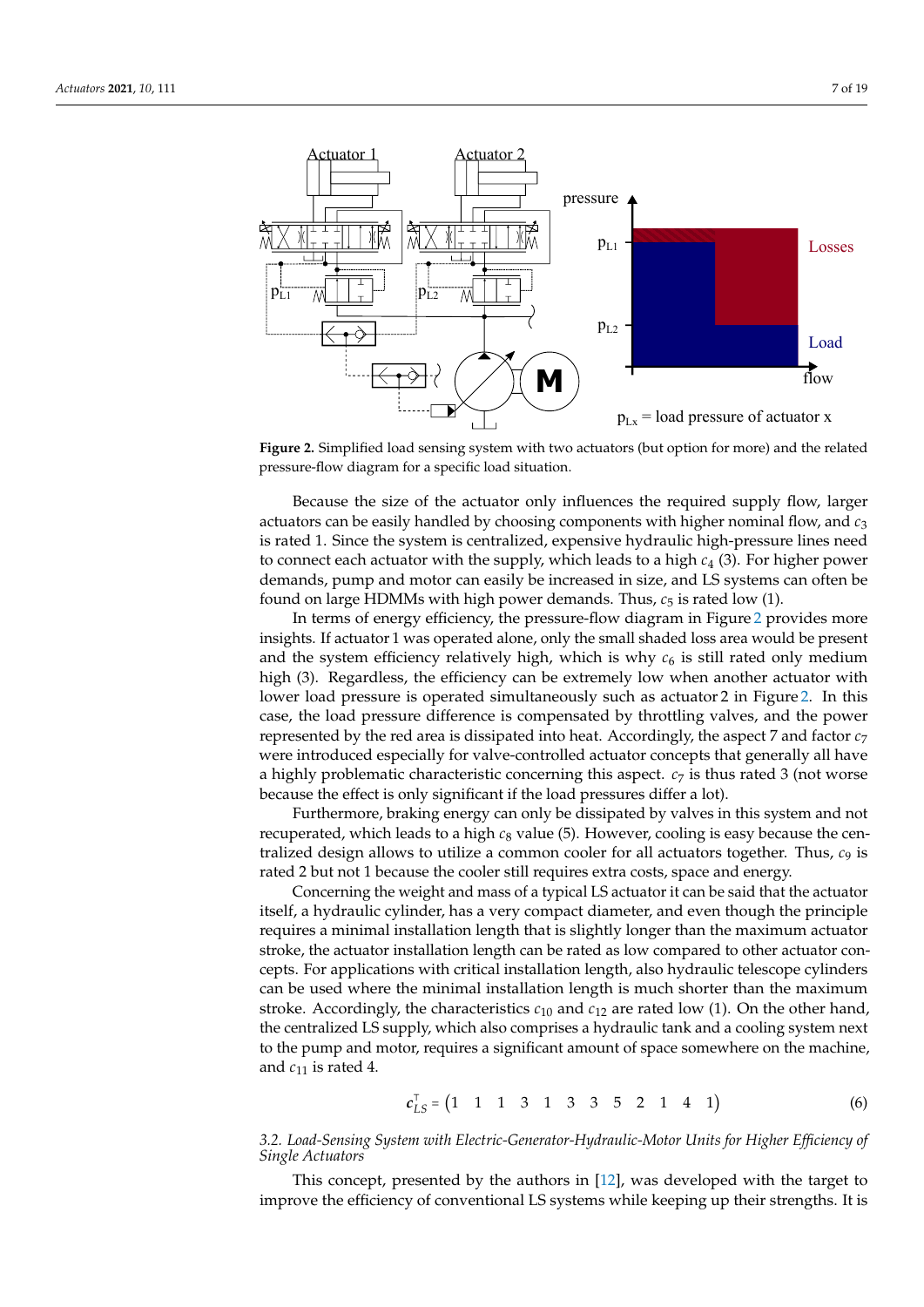**Figure 2.** Simplified load sensing system with two actuators (but option for more) and the related pressure-flow diagram for a specific load situation.

Because the size of the actuator only influences the required supply flow, larger actuators can be easily handled by choosing components with higher nominal flow, and $c_3$ is rated 1. Since the system is centralized, expensive hydraulic high-pressure lines need to connect each actuator with the supply, which leads to a high $c_4$ (3). For higher power demands, pump and motor can easily be increased in size, and LS systems can often be found on large HDMMs with high power demands. Thus, $c_5$ is rated low (1).

In terms of energy efficiency, the pressure-flow diagram in Figure 2 provides more insights. If actuator 1 was operated alone, only the small shaded loss area would be present and the system efficiency relatively high, which is why $c_6$ is still rated only medium high (3). Regardless, the efficiency can be extremely low when another actuator with lower load pressure is operated simultaneously such as actuator 2 in Figure 2. In this case, the load pressure difference is compensated by throttling valves, and the power represented by the red area is dissipated into heat. Accordingly, the aspect 7 and factor $c_7$ were introduced especially for valve-controlled actuator concepts that generally all have a highly problematic characteristic concerning this aspect. $c_7$ is thus rated 3 (not worse because the effect is only significant if the load pressures differ a lot).

Furthermore, braking energy can only be dissipated by valves in this system and not recuperated, which leads to a high $c_8$ value (5). However, cooling is easy because the centralized design allows to utilize a common cooler for all actuators together. Thus, $c_9$ is rated 2 but not 1 because the cooler still requires extra costs, space and energy.

Concerning the weight and mass of a typical LS actuator it can be said that the actuator itself, a hydraulic cylinder, has a very compact diameter, and even though the principle requires a minimal installation length that is slightly longer than the maximum actuator stroke, the actuator installation length can be rated as low compared to other actuator concepts. For applications with critical installation length, also hydraulic telescope cylinders can be used where the minimal installation length is much shorter than the maximum stroke. Accordingly, the characteristics $c_{10}$ and $c_{12}$ are rated low (1). On the other hand, the centralized LS supply, which also comprises a hydraulic tank and a cooling system next to the pump and motor, requires a significant amount of space somewhere on the machine, and $c_{11}$ is rated 4.

$$\boldsymbol{c}_{LS}^{\top} = \begin{pmatrix} 1 & 1 & 1 & 3 & 1 & 3 & 3 & 5 & 2 & 1 & 4 & 1 \end{pmatrix} \tag{6}$$

### 3.2. Load-Sensing System with Electric-Generator-Hydraulic-Motor Units for Higher Efficiency of Single Actuators

This concept, presented by the authors in [12], was developed with the target to improve the efficiency of conventional LS systems while keeping up their strengths. It is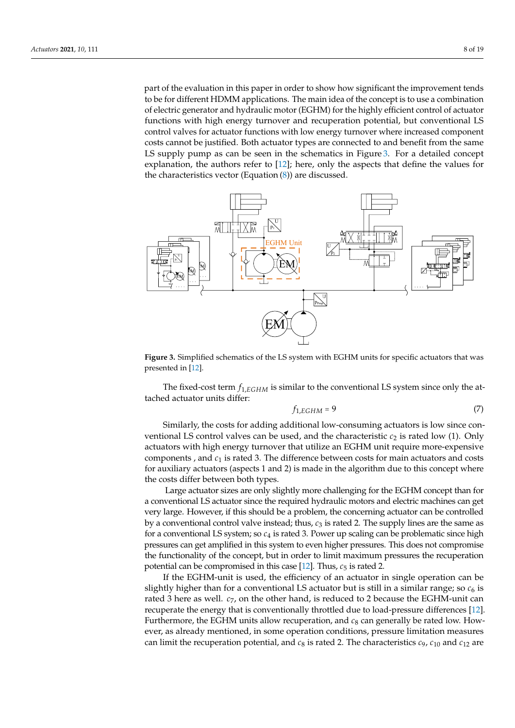part of the evaluation in this paper in order to show how significant the improvement tends to be for different HDMM applications. The main idea of the concept is to use a combination of electric generator and hydraulic motor (EGHM) for the highly efficient control of actuator functions with high energy turnover and recuperation potential, but conventional LS control valves for actuator functions with low energy turnover where increased component costs cannot be justified. Both actuator types are connected to and benefit from the same LS supply pump as can be seen in the schematics in Figure 3. For a detailed concept explanation, the authors refer to [12]; here, only the aspects that define the values for the characteristics vector (Equation (8)) are discussed.

**Figure 3.** Simplified schematics of the LS system with EGHM units for specific actuators that was presented in [12].

The fixed-cost term $f_{1,EGHM}$ is similar to the conventional LS system since only the attached actuator units differ:

$$f_{1,EGHM} = 9 \tag{7}$$

Similarly, the costs for adding additional low-consuming actuators is low since conventional LS control valves can be used, and the characteristic $c_2$ is rated low (1). Only actuators with high energy turnover that utilize an EGHM unit require more-expensive components , and $c_1$ is rated 3. The difference between costs for main actuators and costs for auxiliary actuators (aspects 1 and 2) is made in the algorithm due to this concept where the costs differ between both types.

Large actuator sizes are only slightly more challenging for the EGHM concept than for a conventional LS actuator since the required hydraulic motors and electric machines can get very large. However, if this should be a problem, the concerning actuator can be controlled by a conventional control valve instead; thus, $c_3$ is rated 2. The supply lines are the same as for a conventional LS system; so $c_4$ is rated 3. Power up scaling can be problematic since high pressures can get amplified in this system to even higher pressures. This does not compromise the functionality of the concept, but in order to limit maximum pressures the recuperation potential can be compromised in this case [12]. Thus, $c_5$ is rated 2.

If the EGHM-unit is used, the efficiency of an actuator in single operation can be slightly higher than for a conventional LS actuator but is still in a similar range; so $c_6$ is rated 3 here as well. $c_7$, on the other hand, is reduced to 2 because the EGHM-unit can recuperate the energy that is conventionally throttled due to load-pressure differences [12]. Furthermore, the EGHM units allow recuperation, and $c_8$ can generally be rated low. However, as already mentioned, in some operation conditions, pressure limitation measures can limit the recuperation potential, and $c_8$ is rated 2. The characteristics $c_9$, $c_{10}$ and $c_{12}$ are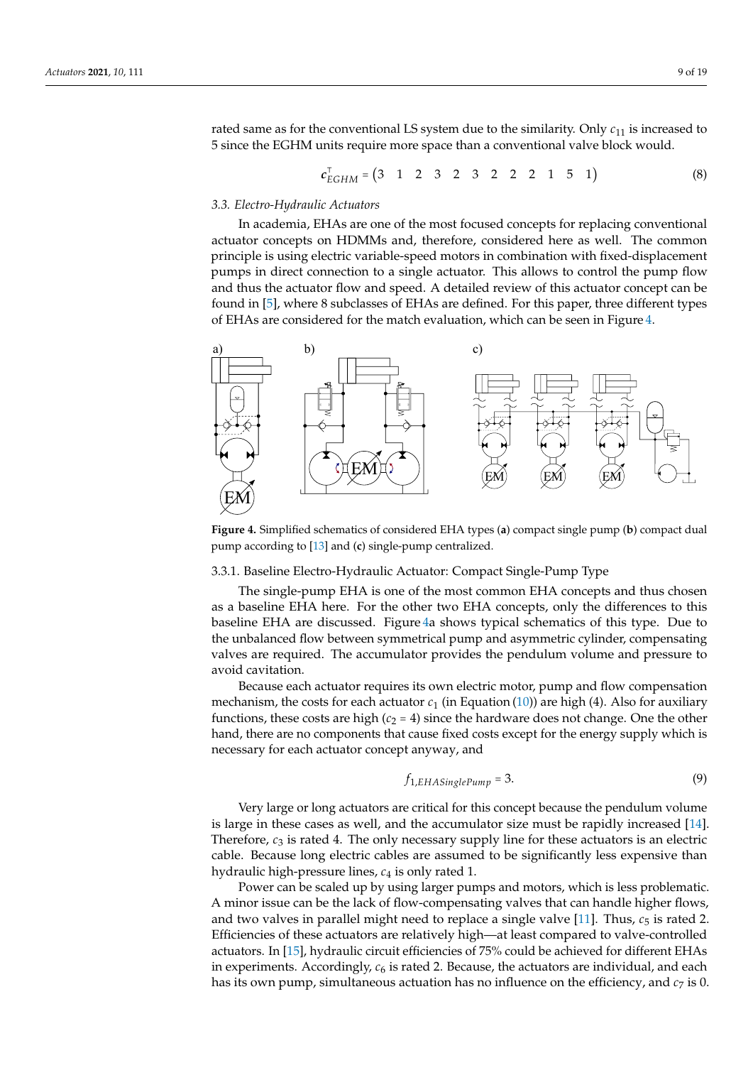rated same as for the conventional LS system due to the similarity. Only $c_{11}$ is increased to 5 since the EGHM units require more space than a conventional valve block would.

$$\boldsymbol{c}_{EGHM}^{\top} = \begin{pmatrix} 3 & 1 & 2 & 3 & 2 & 3 & 2 & 2 & 2 & 1 & 5 & 1 \end{pmatrix} \tag{8}$$

### *3.3. Electro-Hydraulic Actuators*

In academia, EHAs are one of the most focused concepts for replacing conventional actuator concepts on HDMMs and, therefore, considered here as well. The common principle is using electric variable-speed motors in combination with fixed-displacement pumps in direct connection to a single actuator. This allows to control the pump flow and thus the actuator flow and speed. A detailed review of this actuator concept can be found in [5], where 8 subclasses of EHAs are defined. For this paper, three different types of EHAs are considered for the match evaluation, which can be seen in Figure 4.

**Figure 4.** Simplified schematics of considered EHA types (**a**) compact single pump (**b**) compact dual pump according to [13] and (**c**) single-pump centralized.

#### 3.3.1. Baseline Electro-Hydraulic Actuator: Compact Single-Pump Type

The single-pump EHA is one of the most common EHA concepts and thus chosen as a baseline EHA here. For the other two EHA concepts, only the differences to this baseline EHA are discussed. Figure 4a shows typical schematics of this type. Due to the unbalanced flow between symmetrical pump and asymmetric cylinder, compensating valves are required. The accumulator provides the pendulum volume and pressure to avoid cavitation.

Because each actuator requires its own electric motor, pump and flow compensation mechanism, the costs for each actuator $c_1$ (in Equation (10)) are high (4). Also for auxiliary functions, these costs are high ($c_2 = 4$) since the hardware does not change. One the other hand, there are no components that cause fixed costs except for the energy supply which is necessary for each actuator concept anyway, and

$$f_{1,EHASinglePump} = 3. \tag{9}$$

Very large or long actuators are critical for this concept because the pendulum volume is large in these cases as well, and the accumulator size must be rapidly increased [14]. Therefore, $c_3$ is rated 4. The only necessary supply line for these actuators is an electric cable. Because long electric cables are assumed to be significantly less expensive than hydraulic high-pressure lines, $c_4$ is only rated 1.

Power can be scaled up by using larger pumps and motors, which is less problematic. A minor issue can be the lack of flow-compensating valves that can handle higher flows, and two valves in parallel might need to replace a single valve [11]. Thus, $c_5$ is rated 2. Efficiencies of these actuators are relatively high—at least compared to valve-controlled actuators. In [15], hydraulic circuit efficiencies of 75% could be achieved for different EHAs in experiments. Accordingly, $c_6$ is rated 2. Because, the actuators are individual, and each has its own pump, simultaneous actuation has no influence on the efficiency, and $c_7$ is 0.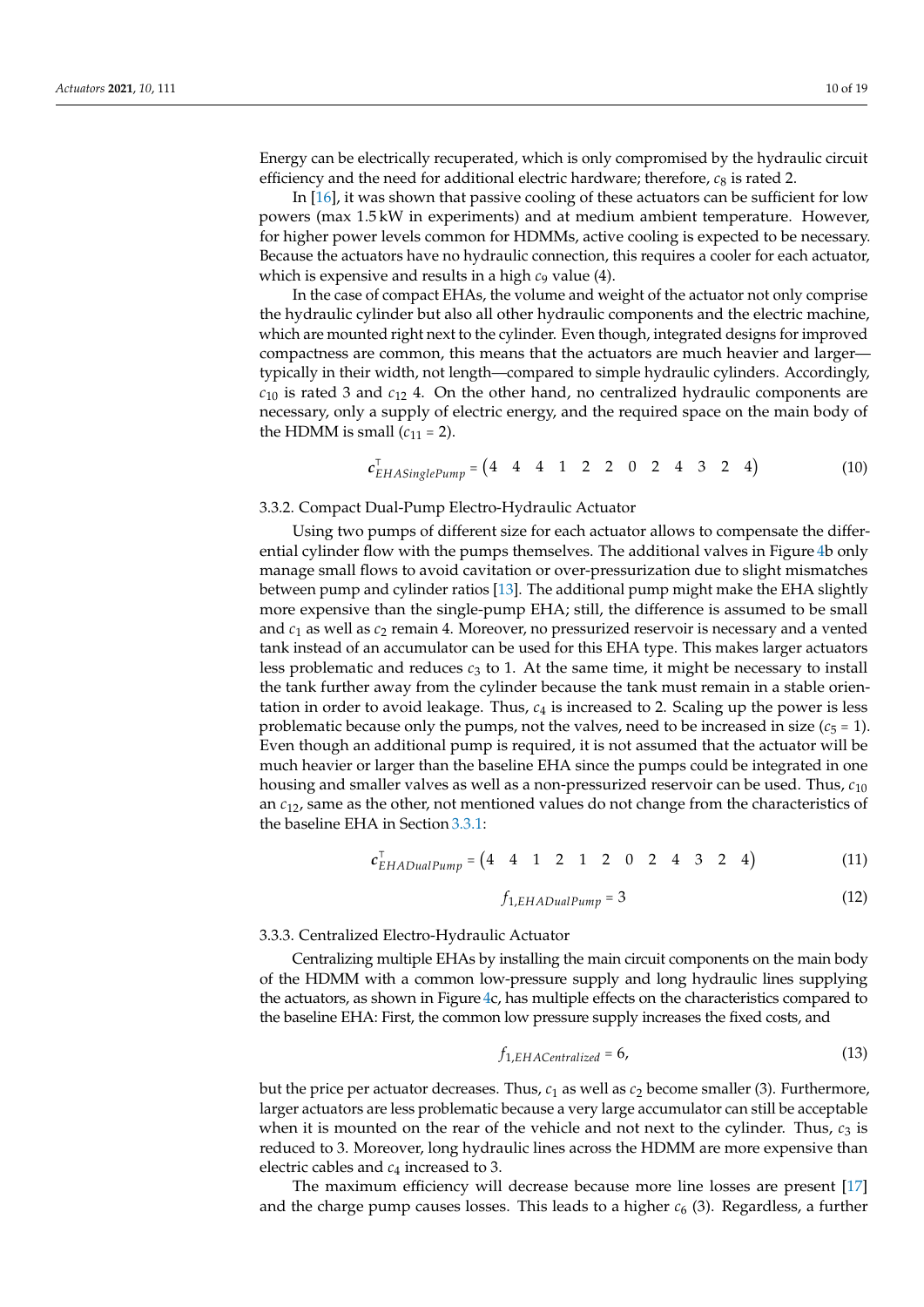Energy can be electrically recuperated, which is only compromised by the hydraulic circuit efficiency and the need for additional electric hardware; therefore, $c_8$ is rated 2.

In [16], it was shown that passive cooling of these actuators can be sufficient for low powers (max 1.5 kW in experiments) and at medium ambient temperature. However, for higher power levels common for HDMMs, active cooling is expected to be necessary. Because the actuators have no hydraulic connection, this requires a cooler for each actuator, which is expensive and results in a high $c_9$ value (4).

In the case of compact EHAs, the volume and weight of the actuator not only comprise the hydraulic cylinder but also all other hydraulic components and the electric machine, which are mounted right next to the cylinder. Even though, integrated designs for improved compactness are common, this means that the actuators are much heavier and larger—typically in their width, not length—compared to simple hydraulic cylinders. Accordingly, $c_{10}$ is rated 3 and $c_{12}$ 4. On the other hand, no centralized hydraulic components are necessary, only a supply of electric energy, and the required space on the main body of the HDMM is small ($c_{11}$ = 2).

$$\boldsymbol{c}^{\top}_{EHASinglePump} = \begin{pmatrix} 4 & 4 & 4 & 1 & 2 & 2 & 0 & 2 & 4 & 3 & 2 & 4 \end{pmatrix} \tag{10}$$

### 3.3.2. Compact Dual-Pump Electro-Hydraulic Actuator

Using two pumps of different size for each actuator allows to compensate the differential cylinder flow with the pumps themselves. The additional valves in Figure 4b only manage small flows to avoid cavitation or over-pressurization due to slight mismatches between pump and cylinder ratios [13]. The additional pump might make the EHA slightly more expensive than the single-pump EHA; still, the difference is assumed to be small and $c_1$ as well as $c_2$ remain 4. Moreover, no pressurized reservoir is necessary and a vented tank instead of an accumulator can be used for this EHA type. This makes larger actuators less problematic and reduces $c_3$ to 1. At the same time, it might be necessary to install the tank further away from the cylinder because the tank must remain in a stable orientation in order to avoid leakage. Thus, $c_4$ is increased to 2. Scaling up the power is less problematic because only the pumps, not the valves, need to be increased in size ($c_5$ = 1). Even though an additional pump is required, it is not assumed that the actuator will be much heavier or larger than the baseline EHA since the pumps could be integrated in one housing and smaller valves as well as a non-pressurized reservoir can be used. Thus, $c_{10}$ an $c_{12}$, same as the other, not mentioned values do not change from the characteristics of the baseline EHA in Section 3.3.1:

$$\boldsymbol{c}^{\top}_{EHADualPump} = \begin{pmatrix} 4 & 4 & 1 & 2 & 1 & 2 & 0 & 2 & 4 & 3 & 2 & 4 \end{pmatrix} \tag{11}$$

$$f_{1,EHADualPump} = 3 \tag{12}$$

### 3.3.3. Centralized Electro-Hydraulic Actuator

Centralizing multiple EHAs by installing the main circuit components on the main body of the HDMM with a common low-pressure supply and long hydraulic lines supplying the actuators, as shown in Figure 4c, has multiple effects on the characteristics compared to the baseline EHA: First, the common low pressure supply increases the fixed costs, and

$$f_{1,EHACentralized} = 6, \tag{13}$$

but the price per actuator decreases. Thus, $c_1$ as well as $c_2$ become smaller (3). Furthermore, larger actuators are less problematic because a very large accumulator can still be acceptable when it is mounted on the rear of the vehicle and not next to the cylinder. Thus, $c_3$ is reduced to 3. Moreover, long hydraulic lines across the HDMM are more expensive than electric cables and $c_4$ increased to 3.

The maximum efficiency will decrease because more line losses are present [17] and the charge pump causes losses. This leads to a higher $c_6$ (3). Regardless, a further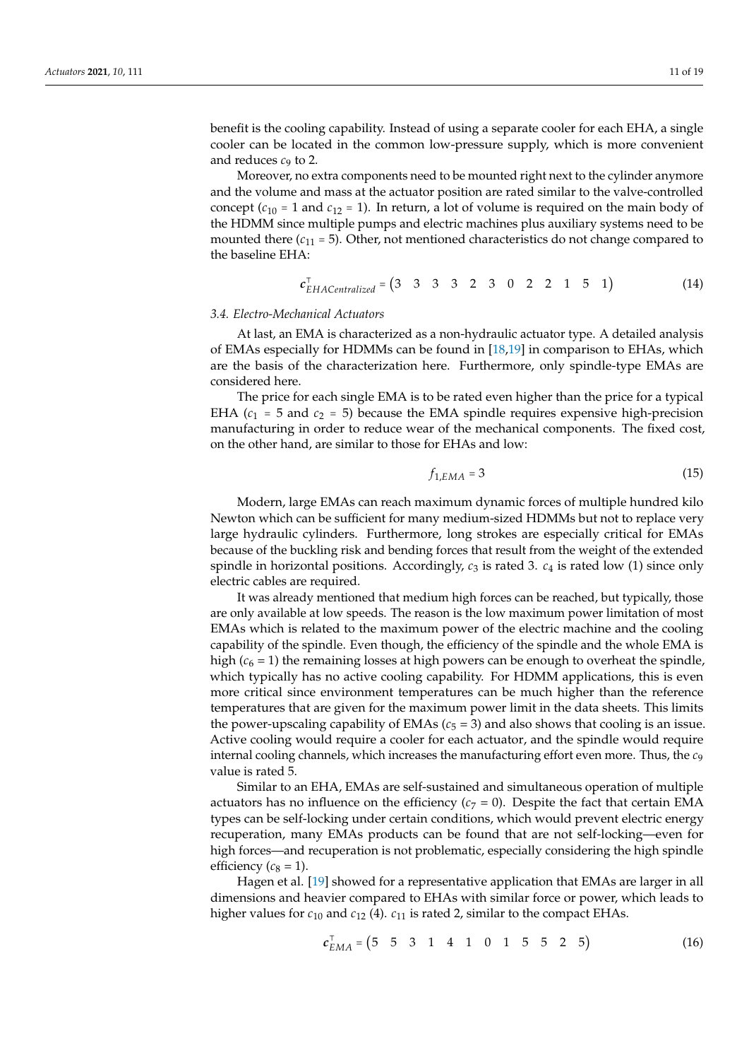benefit is the cooling capability. Instead of using a separate cooler for each EHA, a single cooler can be located in the common low-pressure supply, which is more convenient and reduces $c_9$ to 2.

Moreover, no extra components need to be mounted right next to the cylinder anymore and the volume and mass at the actuator position are rated similar to the valve-controlled concept ($c_{10} = 1$ and $c_{12} = 1$). In return, a lot of volume is required on the main body of the HDMM since multiple pumps and electric machines plus auxiliary systems need to be mounted there ($c_{11} = 5$). Other, not mentioned characteristics do not change compared to the baseline EHA:

$$\boldsymbol{c}_{EHACentralized}^{\top} = \begin{pmatrix} 3 & 3 & 3 & 3 & 2 & 3 & 0 & 2 & 2 & 1 & 5 & 1 \end{pmatrix} \tag{14}$$

### 3.4. Electro-Mechanical Actuators

At last, an EMA is characterized as a non-hydraulic actuator type. A detailed analysis of EMAs especially for HDMMs can be found in [18,19] in comparison to EHAs, which are the basis of the characterization here. Furthermore, only spindle-type EMAs are considered here.

The price for each single EMA is to be rated even higher than the price for a typical EHA ($c_1 = 5$ and $c_2 = 5$) because the EMA spindle requires expensive high-precision manufacturing in order to reduce wear of the mechanical components. The fixed cost, on the other hand, are similar to those for EHAs and low:

$$f_{1,EMA} = 3 \tag{15}$$

Modern, large EMAs can reach maximum dynamic forces of multiple hundred kilo Newton which can be sufficient for many medium-sized HDMMs but not to replace very large hydraulic cylinders. Furthermore, long strokes are especially critical for EMAs because of the buckling risk and bending forces that result from the weight of the extended spindle in horizontal positions. Accordingly, $c_3$ is rated 3. $c_4$ is rated low (1) since only electric cables are required.

It was already mentioned that medium high forces can be reached, but typically, those are only available at low speeds. The reason is the low maximum power limitation of most EMAs which is related to the maximum power of the electric machine and the cooling capability of the spindle. Even though, the efficiency of the spindle and the whole EMA is high ($c_6 = 1$) the remaining losses at high powers can be enough to overheat the spindle, which typically has no active cooling capability. For HDMM applications, this is even more critical since environment temperatures can be much higher than the reference temperatures that are given for the maximum power limit in the data sheets. This limits the power-upscaling capability of EMAs ($c_5 = 3$) and also shows that cooling is an issue. Active cooling would require a cooler for each actuator, and the spindle would require internal cooling channels, which increases the manufacturing effort even more. Thus, the $c_9$ value is rated 5.

Similar to an EHA, EMAs are self-sustained and simultaneous operation of multiple actuators has no influence on the efficiency ($c_7 = 0$). Despite the fact that certain EMA types can be self-locking under certain conditions, which would prevent electric energy recuperation, many EMAs products can be found that are not self-locking—even for high forces—and recuperation is not problematic, especially considering the high spindle efficiency ($c_8 = 1$).

Hagen et al. [19] showed for a representative application that EMAs are larger in all dimensions and heavier compared to EHAs with similar force or power, which leads to higher values for $c_{10}$ and $c_{12}$ (4). $c_{11}$ is rated 2, similar to the compact EHAs.

$$\boldsymbol{c}_{EMA}^{\top} = \begin{pmatrix} 5 & 5 & 3 & 1 & 4 & 1 & 0 & 1 & 5 & 5 & 2 & 5 \end{pmatrix} \tag{16}$$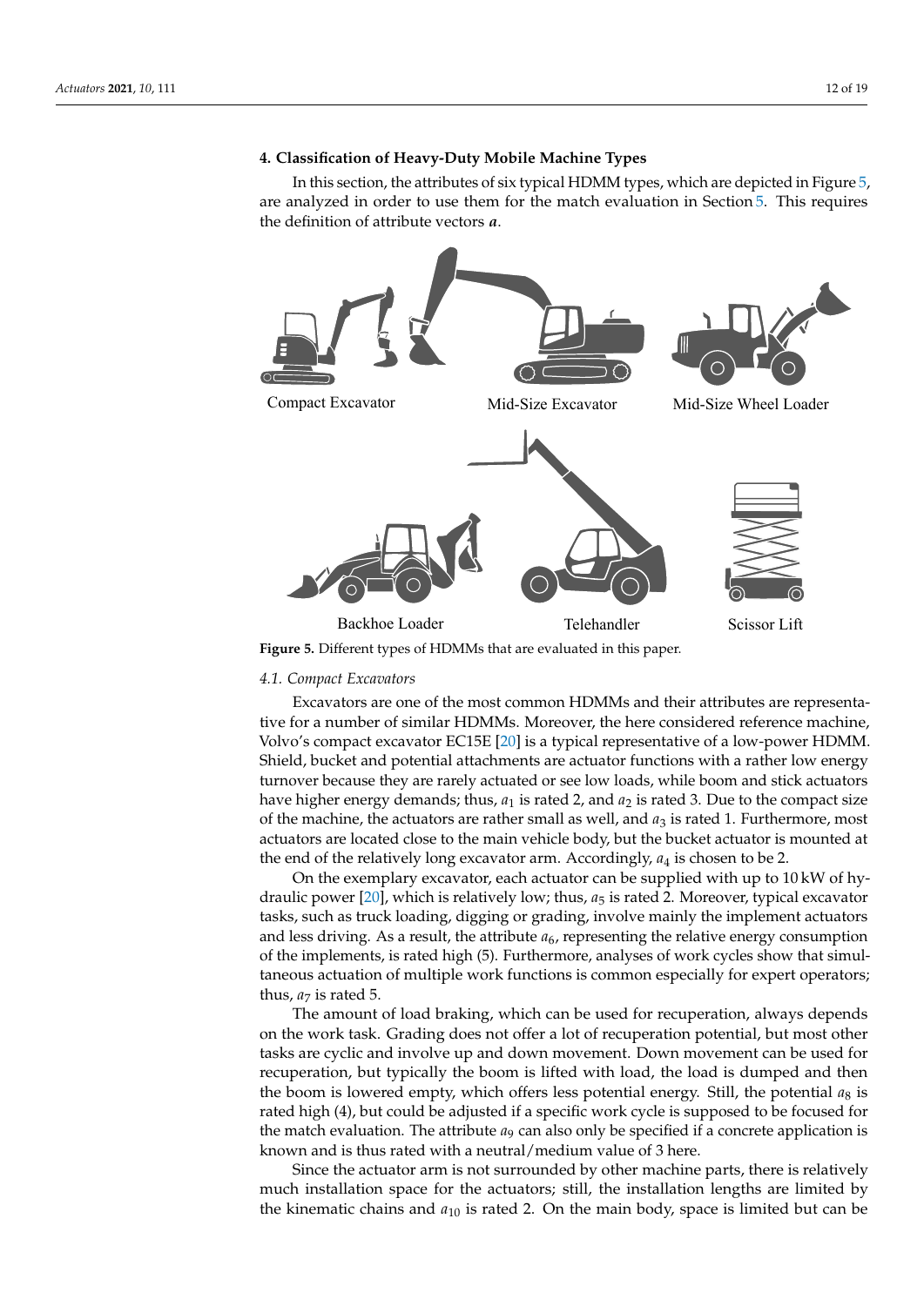## 4. Classification of Heavy-Duty Mobile Machine Types

In this section, the attributes of six typical HDMM types, which are depicted in Figure 5, are analyzed in order to use them for the match evaluation in Section 5. This requires the definition of attribute vectors $\boldsymbol{a}$.

Compact Excavator — Mid-Size Excavator — Mid-Size Wheel Loader

Backhoe Loader — Telehandler — Scissor Lift

**Figure 5.** Different types of HDMMs that are evaluated in this paper.

### *4.1. Compact Excavators*

Excavators are one of the most common HDMMs and their attributes are representative for a number of similar HDMMs. Moreover, the here considered reference machine, Volvo's compact excavator EC15E [20] is a typical representative of a low-power HDMM. Shield, bucket and potential attachments are actuator functions with a rather low energy turnover because they are rarely actuated or see low loads, while boom and stick actuators have higher energy demands; thus, $a_1$ is rated 2, and $a_2$ is rated 3. Due to the compact size of the machine, the actuators are rather small as well, and $a_3$ is rated 1. Furthermore, most actuators are located close to the main vehicle body, but the bucket actuator is mounted at the end of the relatively long excavator arm. Accordingly, $a_4$ is chosen to be 2.

On the exemplary excavator, each actuator can be supplied with up to 10 kW of hydraulic power [20], which is relatively low; thus, $a_5$ is rated 2. Moreover, typical excavator tasks, such as truck loading, digging or grading, involve mainly the implement actuators and less driving. As a result, the attribute $a_6$, representing the relative energy consumption of the implements, is rated high (5). Furthermore, analyses of work cycles show that simultaneous actuation of multiple work functions is common especially for expert operators; thus, $a_7$ is rated 5.

The amount of load braking, which can be used for recuperation, always depends on the work task. Grading does not offer a lot of recuperation potential, but most other tasks are cyclic and involve up and down movement. Down movement can be used for recuperation, but typically the boom is lifted with load, the load is dumped and then the boom is lowered empty, which offers less potential energy. Still, the potential $a_8$ is rated high (4), but could be adjusted if a specific work cycle is supposed to be focused for the match evaluation. The attribute $a_9$ can also only be specified if a concrete application is known and is thus rated with a neutral/medium value of 3 here.

Since the actuator arm is not surrounded by other machine parts, there is relatively much installation space for the actuators; still, the installation lengths are limited by the kinematic chains and $a_{10}$ is rated 2. On the main body, space is limited but can be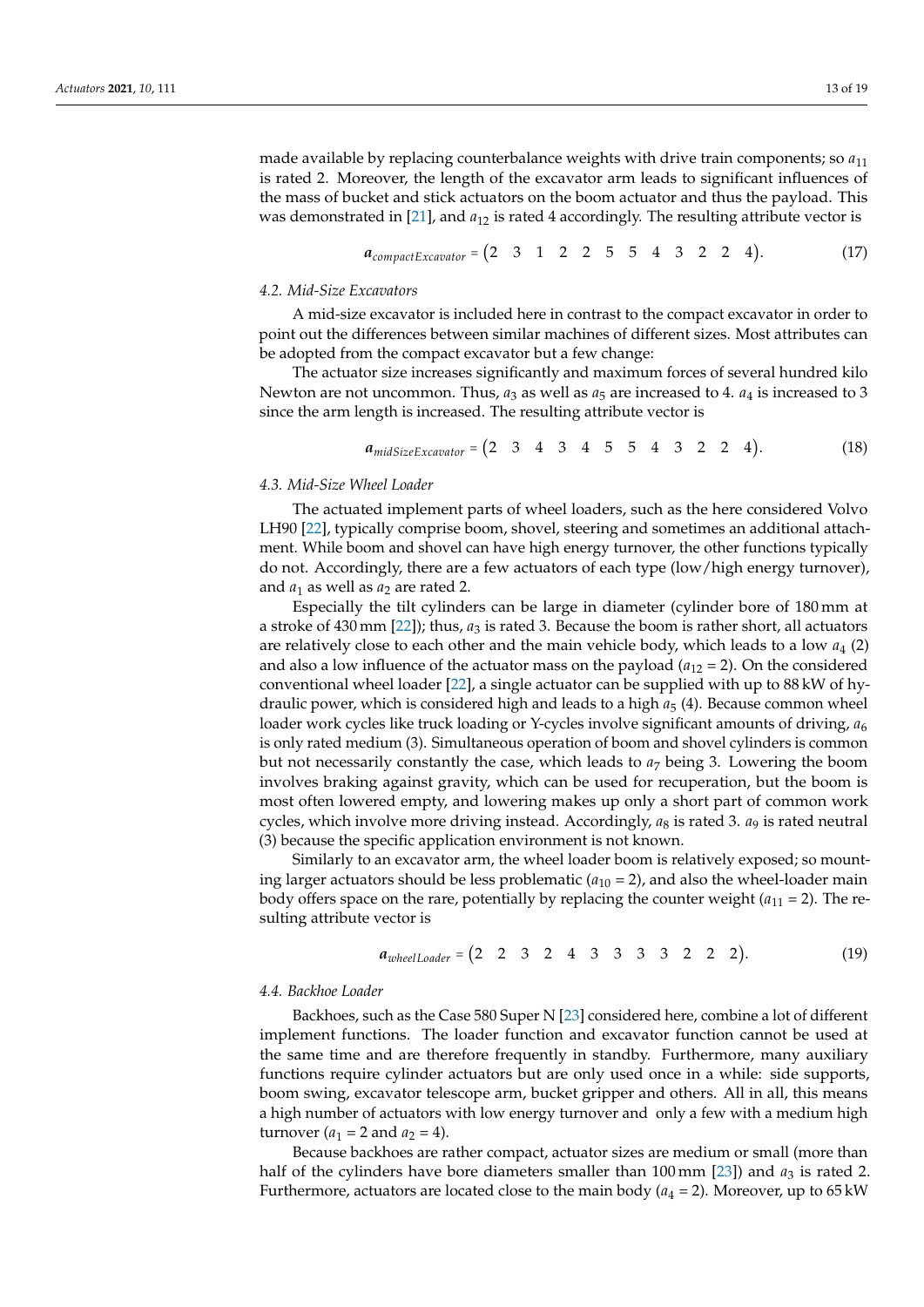made available by replacing counterbalance weights with drive train components; so $a_{11}$ is rated 2. Moreover, the length of the excavator arm leads to significant influences of the mass of bucket and stick actuators on the boom actuator and thus the payload. This was demonstrated in [21], and $a_{12}$ is rated 4 accordingly. The resulting attribute vector is

$$\boldsymbol{a}_{compactExcavator} = \begin{pmatrix} 2 & 3 & 1 & 2 & 2 & 5 & 5 & 4 & 3 & 2 & 2 & 4 \end{pmatrix}. \tag{17}$$

### 4.2. Mid-Size Excavators

A mid-size excavator is included here in contrast to the compact excavator in order to point out the differences between similar machines of different sizes. Most attributes can be adopted from the compact excavator but a few change:

The actuator size increases significantly and maximum forces of several hundred kilo Newton are not uncommon. Thus, $a_3$ as well as $a_5$ are increased to 4. $a_4$ is increased to 3 since the arm length is increased. The resulting attribute vector is

$$\boldsymbol{a}_{midSizeExcavator} = \begin{pmatrix} 2 & 3 & 4 & 3 & 4 & 5 & 5 & 4 & 3 & 2 & 2 & 4 \end{pmatrix}. \tag{18}$$

### 4.3. Mid-Size Wheel Loader

The actuated implement parts of wheel loaders, such as the here considered Volvo LH90 [22], typically comprise boom, shovel, steering and sometimes an additional attachment. While boom and shovel can have high energy turnover, the other functions typically do not. Accordingly, there are a few actuators of each type (low/high energy turnover), and $a_1$ as well as $a_2$ are rated 2.

Especially the tilt cylinders can be large in diameter (cylinder bore of 180 mm at a stroke of 430 mm [22]); thus, $a_3$ is rated 3. Because the boom is rather short, all actuators are relatively close to each other and the main vehicle body, which leads to a low $a_4$ (2) and also a low influence of the actuator mass on the payload ($a_{12} = 2$). On the considered conventional wheel loader [22], a single actuator can be supplied with up to 88 kW of hydraulic power, which is considered high and leads to a high $a_5$ (4). Because common wheel loader work cycles like truck loading or Y-cycles involve significant amounts of driving, $a_6$ is only rated medium (3). Simultaneous operation of boom and shovel cylinders is common but not necessarily constantly the case, which leads to $a_7$ being 3. Lowering the boom involves braking against gravity, which can be used for recuperation, but the boom is most often lowered empty, and lowering makes up only a short part of common work cycles, which involve more driving instead. Accordingly, $a_8$ is rated 3. $a_9$ is rated neutral (3) because the specific application environment is not known.

Similarly to an excavator arm, the wheel loader boom is relatively exposed; so mounting larger actuators should be less problematic ($a_{10} = 2$), and also the wheel-loader main body offers space on the rare, potentially by replacing the counter weight ($a_{11} = 2$). The resulting attribute vector is

$$\boldsymbol{a}_{wheelLoader} = \begin{pmatrix} 2 & 2 & 3 & 2 & 4 & 3 & 3 & 3 & 3 & 2 & 2 & 2 \end{pmatrix}. \tag{19}$$

### 4.4. Backhoe Loader

Backhoes, such as the Case 580 Super N [23] considered here, combine a lot of different implement functions. The loader function and excavator function cannot be used at the same time and are therefore frequently in standby. Furthermore, many auxiliary functions require cylinder actuators but are only used once in a while: side supports, boom swing, excavator telescope arm, bucket gripper and others. All in all, this means a high number of actuators with low energy turnover and only a few with a medium high turnover ($a_1 = 2$ and $a_2 = 4$).

Because backhoes are rather compact, actuator sizes are medium or small (more than half of the cylinders have bore diameters smaller than 100 mm [23]) and $a_3$ is rated 2. Furthermore, actuators are located close to the main body ($a_4 = 2$). Moreover, up to 65 kW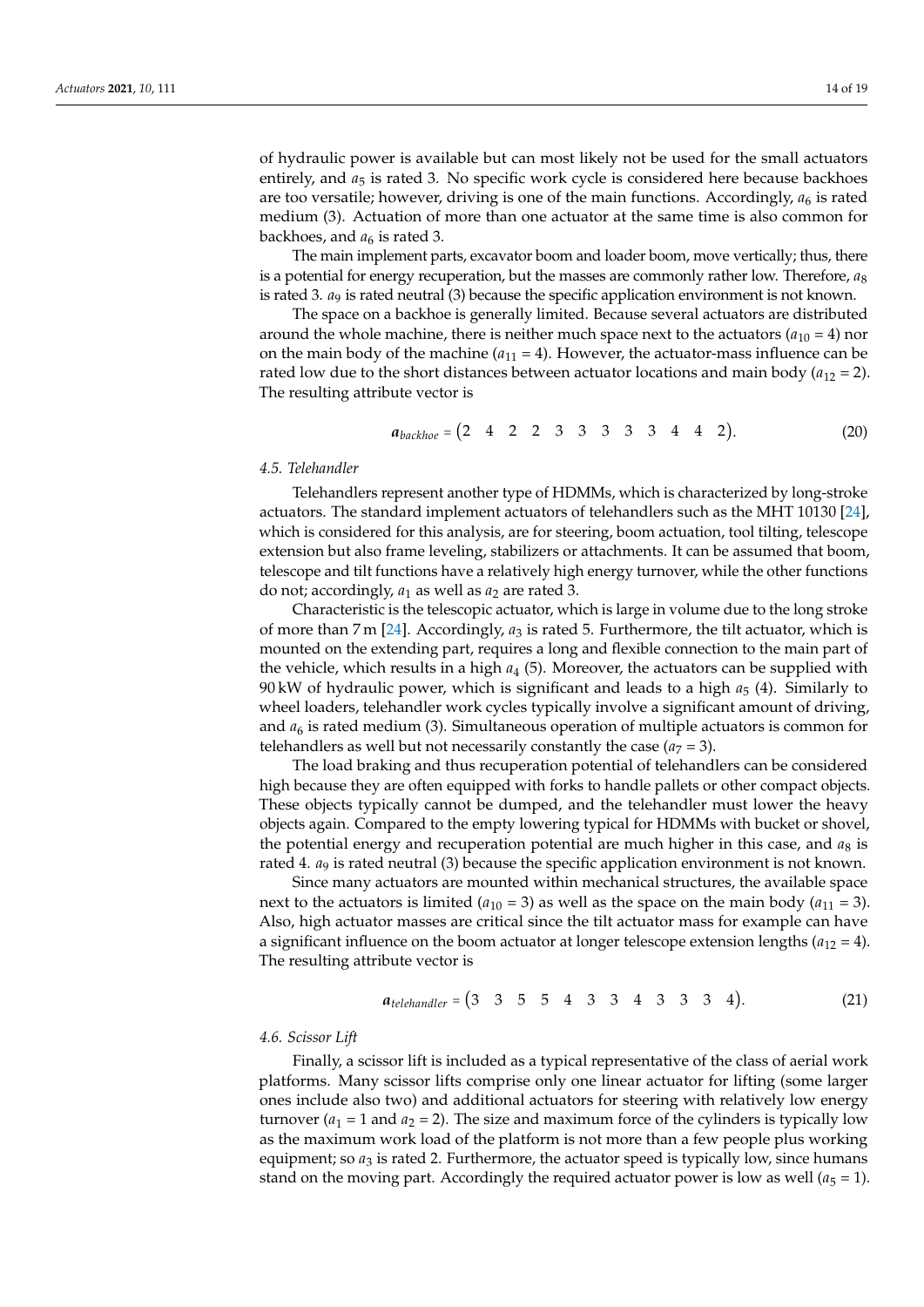of hydraulic power is available but can most likely not be used for the small actuators entirely, and $a_5$ is rated 3. No specific work cycle is considered here because backhoes are too versatile; however, driving is one of the main functions. Accordingly, $a_6$ is rated medium (3). Actuation of more than one actuator at the same time is also common for backhoes, and $a_6$ is rated 3.

The main implement parts, excavator boom and loader boom, move vertically; thus, there is a potential for energy recuperation, but the masses are commonly rather low. Therefore, $a_8$ is rated 3. $a_9$ is rated neutral (3) because the specific application environment is not known.

The space on a backhoe is generally limited. Because several actuators are distributed around the whole machine, there is neither much space next to the actuators ($a_{10} = 4$) nor on the main body of the machine ($a_{11} = 4$). However, the actuator-mass influence can be rated low due to the short distances between actuator locations and main body ($a_{12} = 2$). The resulting attribute vector is

$$\boldsymbol{a}_{backhoe} = \begin{pmatrix} 2 & 4 & 2 & 2 & 3 & 3 & 3 & 3 & 3 & 4 & 4 & 2 \end{pmatrix}. \tag{20}$$

### 4.5. Telehandler

Telehandlers represent another type of HDMMs, which is characterized by long-stroke actuators. The standard implement actuators of telehandlers such as the MHT 10130 [24], which is considered for this analysis, are for steering, boom actuation, tool tilting, telescope extension but also frame leveling, stabilizers or attachments. It can be assumed that boom, telescope and tilt functions have a relatively high energy turnover, while the other functions do not; accordingly, $a_1$ as well as $a_2$ are rated 3.

Characteristic is the telescopic actuator, which is large in volume due to the long stroke of more than 7 m [24]. Accordingly, $a_3$ is rated 5. Furthermore, the tilt actuator, which is mounted on the extending part, requires a long and flexible connection to the main part of the vehicle, which results in a high $a_4$ (5). Moreover, the actuators can be supplied with 90 kW of hydraulic power, which is significant and leads to a high $a_5$ (4). Similarly to wheel loaders, telehandler work cycles typically involve a significant amount of driving, and $a_6$ is rated medium (3). Simultaneous operation of multiple actuators is common for telehandlers as well but not necessarily constantly the case ($a_7 = 3$).

The load braking and thus recuperation potential of telehandlers can be considered high because they are often equipped with forks to handle pallets or other compact objects. These objects typically cannot be dumped, and the telehandler must lower the heavy objects again. Compared to the empty lowering typical for HDMMs with bucket or shovel, the potential energy and recuperation potential are much higher in this case, and $a_8$ is rated 4. $a_9$ is rated neutral (3) because the specific application environment is not known.

Since many actuators are mounted within mechanical structures, the available space next to the actuators is limited ($a_{10} = 3$) as well as the space on the main body ($a_{11} = 3$). Also, high actuator masses are critical since the tilt actuator mass for example can have a significant influence on the boom actuator at longer telescope extension lengths ($a_{12} = 4$). The resulting attribute vector is

$$\boldsymbol{a}_{telehandler} = \begin{pmatrix} 3 & 3 & 5 & 5 & 4 & 3 & 3 & 4 & 3 & 3 & 3 & 4 \end{pmatrix}. \tag{21}$$

### 4.6. Scissor Lift

Finally, a scissor lift is included as a typical representative of the class of aerial work platforms. Many scissor lifts comprise only one linear actuator for lifting (some larger ones include also two) and additional actuators for steering with relatively low energy turnover ($a_1 = 1$ and $a_2 = 2$). The size and maximum force of the cylinders is typically low as the maximum work load of the platform is not more than a few people plus working equipment; so $a_3$ is rated 2. Furthermore, the actuator speed is typically low, since humans stand on the moving part. Accordingly the required actuator power is low as well ($a_5 = 1$).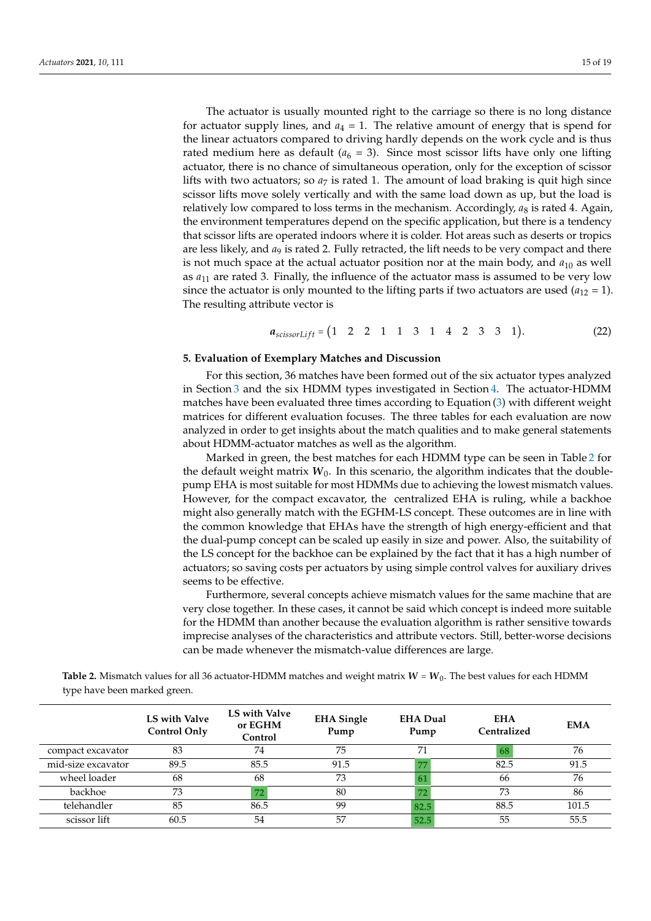The actuator is usually mounted right to the carriage so there is no long distance for actuator supply lines, and $a_4 = 1$. The relative amount of energy that is spend for the linear actuators compared to driving hardly depends on the work cycle and is thus rated medium here as default ($a_6 = 3$). Since most scissor lifts have only one lifting actuator, there is no chance of simultaneous operation, only for the exception of scissor lifts with two actuators; so $a_7$ is rated 1. The amount of load braking is quit high since scissor lifts move solely vertically and with the same load down as up, but the load is relatively low compared to loss terms in the mechanism. Accordingly, $a_8$ is rated 4. Again, the environment temperatures depend on the specific application, but there is a tendency that scissor lifts are operated indoors where it is colder. Hot areas such as deserts or tropics are less likely, and $a_9$ is rated 2. Fully retracted, the lift needs to be very compact and there is not much space at the actual actuator position nor at the main body, and $a_{10}$ as well as $a_{11}$ are rated 3. Finally, the influence of the actuator mass is assumed to be very low since the actuator is only mounted to the lifting parts if two actuators are used ($a_{12} = 1$). The resulting attribute vector is

$$\boldsymbol{a}_{scissorLift} = \begin{pmatrix} 1 & 2 & 2 & 1 & 1 & 3 & 1 & 4 & 2 & 3 & 3 & 1 \end{pmatrix}. \tag{22}$$

## 5. Evaluation of Exemplary Matches and Discussion

For this section, 36 matches have been formed out of the six actuator types analyzed in Section 3 and the six HDMM types investigated in Section 4. The actuator-HDMM matches have been evaluated three times according to Equation (3) with different weight matrices for different evaluation focuses. The three tables for each evaluation are now analyzed in order to get insights about the match qualities and to make general statements about HDMM-actuator matches as well as the algorithm.

Marked in green, the best matches for each HDMM type can be seen in Table 2 for the default weight matrix $\boldsymbol{W}_0$. In this scenario, the algorithm indicates that the double-pump EHA is most suitable for most HDMMs due to achieving the lowest mismatch values. However, for the compact excavator, the centralized EHA is ruling, while a backhoe might also generally match with the EGHM-LS concept. These outcomes are in line with the common knowledge that EHAs have the strength of high energy-efficient and that the dual-pump concept can be scaled up easily in size and power. Also, the suitability of the LS concept for the backhoe can be explained by the fact that it has a high number of actuators; so saving costs per actuators by using simple control valves for auxiliary drives seems to be effective.

Furthermore, several concepts achieve mismatch values for the same machine that are very close together. In these cases, it cannot be said which concept is indeed more suitable for the HDMM than another because the evaluation algorithm is rather sensitive towards imprecise analyses of the characteristics and attribute vectors. Still, better-worse decisions can be made whenever the mismatch-value differences are large.

**Table 2.** Mismatch values for all 36 actuator-HDMM matches and weight matrix $\boldsymbol{W} = \boldsymbol{W}_0$. The best values for each HDMM type have been marked green.

| | LS with Valve Control Only | LS with Valve or EGHM Control | EHA Single Pump | EHA Dual Pump | EHA Centralized | EMA |
|---|---|---|---|---|---|---|
| compact excavator | 83 | 74 | 75 | 71 | **68** | 76 |
| mid-size excavator | 89.5 | 85.5 | 91.5 | **77** | 82.5 | 91.5 |
| wheel loader | 68 | 68 | 73 | **61** | 66 | 76 |
| backhoe | 73 | **72** | 80 | **72** | 73 | 86 |
| telehandler | 85 | 86.5 | 99 | **82.5** | 88.5 | 101.5 |
| scissor lift | 60.5 | 54 | 57 | **52.5** | 55 | 55.5 |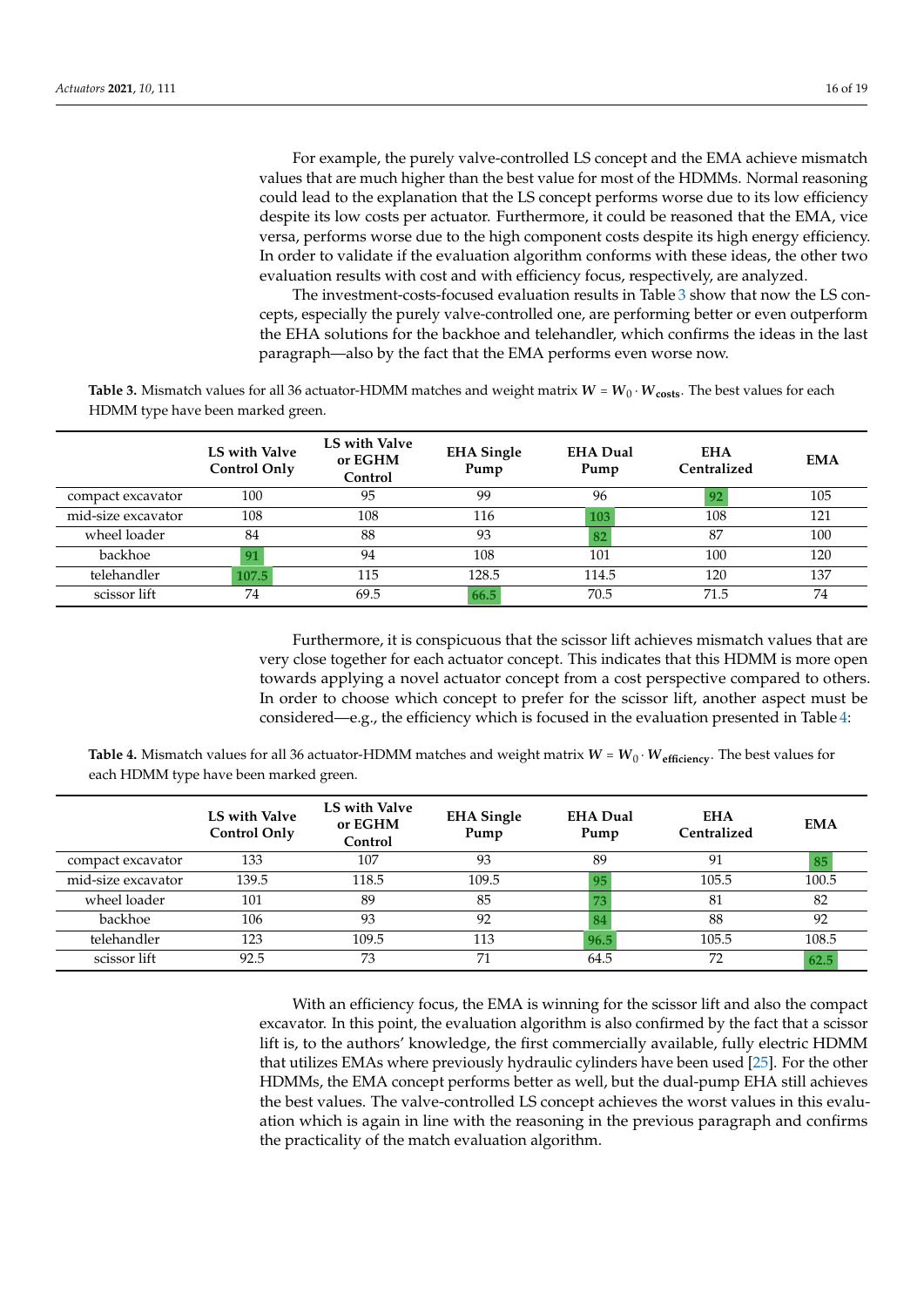For example, the purely valve-controlled LS concept and the EMA achieve mismatch values that are much higher than the best value for most of the HDMMs. Normal reasoning could lead to the explanation that the LS concept performs worse due to its low efficiency despite its low costs per actuator. Furthermore, it could be reasoned that the EMA, vice versa, performs worse due to the high component costs despite its high energy efficiency. In order to validate if the evaluation algorithm conforms with these ideas, the other two evaluation results with cost and with efficiency focus, respectively, are analyzed.

The investment-costs-focused evaluation results in Table 3 show that now the LS concepts, especially the purely valve-controlled one, are performing better or even outperform the EHA solutions for the backhoe and telehandler, which confirms the ideas in the last paragraph—also by the fact that the EMA performs even worse now.

**Table 3.** Mismatch values for all 36 actuator-HDMM matches and weight matrix $\boldsymbol{W} = \boldsymbol{W}_0 \cdot \boldsymbol{W}_{\mathbf{costs}}$. The best values for each HDMM type have been marked green.

| | LS with Valve Control Only | LS with Valve or EGHM Control | EHA Single Pump | EHA Dual Pump | EHA Centralized | EMA |
|---|---|---|---|---|---|---|
| compact excavator | 100 | 95 | 99 | 96 | **92** | 105 |
| mid-size excavator | 108 | 108 | 116 | **103** | 108 | 121 |
| wheel loader | 84 | 88 | 93 | **82** | 87 | 100 |
| backhoe | **91** | 94 | 108 | 101 | 100 | 120 |
| telehandler | **107.5** | 115 | 128.5 | 114.5 | 120 | 137 |
| scissor lift | 74 | 69.5 | **66.5** | 70.5 | 71.5 | 74 |

Furthermore, it is conspicuous that the scissor lift achieves mismatch values that are very close together for each actuator concept. This indicates that this HDMM is more open towards applying a novel actuator concept from a cost perspective compared to others. In order to choose which concept to prefer for the scissor lift, another aspect must be considered—e.g., the efficiency which is focused in the evaluation presented in Table 4:

**Table 4.** Mismatch values for all 36 actuator-HDMM matches and weight matrix $\boldsymbol{W} = \boldsymbol{W}_0 \cdot \boldsymbol{W}_{\mathbf{efficiency}}$. The best values for each HDMM type have been marked green.

| | LS with Valve Control Only | LS with Valve or EGHM Control | EHA Single Pump | EHA Dual Pump | EHA Centralized | EMA |
|---|---|---|---|---|---|---|
| compact excavator | 133 | 107 | 93 | 89 | 91 | **85** |
| mid-size excavator | 139.5 | 118.5 | 109.5 | **95** | 105.5 | 100.5 |
| wheel loader | 101 | 89 | 85 | **73** | 81 | 82 |
| backhoe | 106 | 93 | 92 | **84** | 88 | 92 |
| telehandler | 123 | 109.5 | 113 | **96.5** | 105.5 | 108.5 |
| scissor lift | 92.5 | 73 | 71 | 64.5 | 72 | **62.5** |

With an efficiency focus, the EMA is winning for the scissor lift and also the compact excavator. In this point, the evaluation algorithm is also confirmed by the fact that a scissor lift is, to the authors' knowledge, the first commercially available, fully electric HDMM that utilizes EMAs where previously hydraulic cylinders have been used [25]. For the other HDMMs, the EMA concept performs better as well, but the dual-pump EHA still achieves the best values. The valve-controlled LS concept achieves the worst values in this evaluation which is again in line with the reasoning in the previous paragraph and confirms the practicality of the match evaluation algorithm.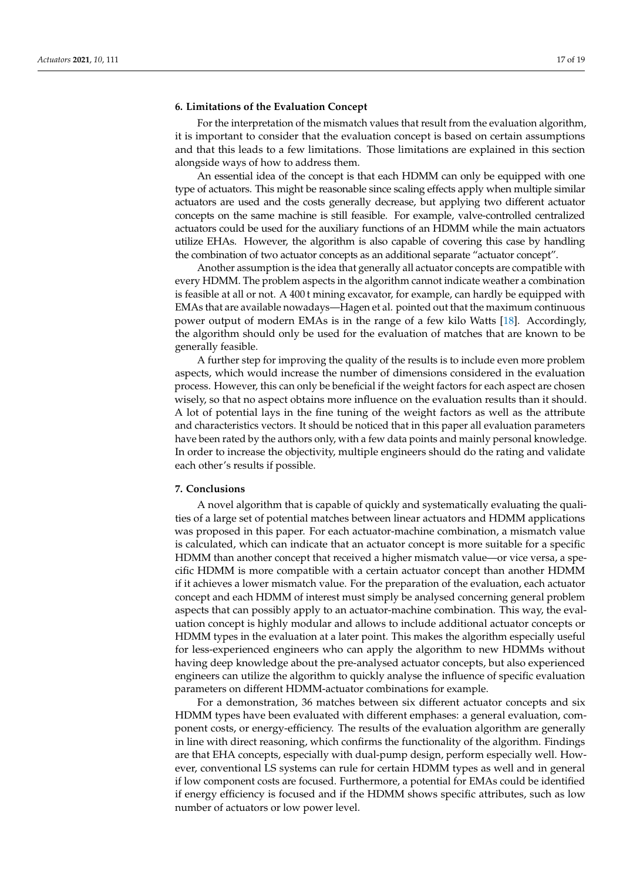## 6. Limitations of the Evaluation Concept

For the interpretation of the mismatch values that result from the evaluation algorithm, it is important to consider that the evaluation concept is based on certain assumptions and that this leads to a few limitations. Those limitations are explained in this section alongside ways of how to address them.

An essential idea of the concept is that each HDMM can only be equipped with one type of actuators. This might be reasonable since scaling effects apply when multiple similar actuators are used and the costs generally decrease, but applying two different actuator concepts on the same machine is still feasible. For example, valve-controlled centralized actuators could be used for the auxiliary functions of an HDMM while the main actuators utilize EHAs. However, the algorithm is also capable of covering this case by handling the combination of two actuator concepts as an additional separate "actuator concept".

Another assumption is the idea that generally all actuator concepts are compatible with every HDMM. The problem aspects in the algorithm cannot indicate weather a combination is feasible at all or not. A 400 t mining excavator, for example, can hardly be equipped with EMAs that are available nowadays—Hagen et al. pointed out that the maximum continuous power output of modern EMAs is in the range of a few kilo Watts [18]. Accordingly, the algorithm should only be used for the evaluation of matches that are known to be generally feasible.

A further step for improving the quality of the results is to include even more problem aspects, which would increase the number of dimensions considered in the evaluation process. However, this can only be beneficial if the weight factors for each aspect are chosen wisely, so that no aspect obtains more influence on the evaluation results than it should. A lot of potential lays in the fine tuning of the weight factors as well as the attribute and characteristics vectors. It should be noticed that in this paper all evaluation parameters have been rated by the authors only, with a few data points and mainly personal knowledge. In order to increase the objectivity, multiple engineers should do the rating and validate each other's results if possible.

## 7. Conclusions

A novel algorithm that is capable of quickly and systematically evaluating the qualities of a large set of potential matches between linear actuators and HDMM applications was proposed in this paper. For each actuator-machine combination, a mismatch value is calculated, which can indicate that an actuator concept is more suitable for a specific HDMM than another concept that received a higher mismatch value—or vice versa, a specific HDMM is more compatible with a certain actuator concept than another HDMM if it achieves a lower mismatch value. For the preparation of the evaluation, each actuator concept and each HDMM of interest must simply be analysed concerning general problem aspects that can possibly apply to an actuator-machine combination. This way, the evaluation concept is highly modular and allows to include additional actuator concepts or HDMM types in the evaluation at a later point. This makes the algorithm especially useful for less-experienced engineers who can apply the algorithm to new HDMMs without having deep knowledge about the pre-analysed actuator concepts, but also experienced engineers can utilize the algorithm to quickly analyse the influence of specific evaluation parameters on different HDMM-actuator combinations for example.

For a demonstration, 36 matches between six different actuator concepts and six HDMM types have been evaluated with different emphases: a general evaluation, component costs, or energy-efficiency. The results of the evaluation algorithm are generally in line with direct reasoning, which confirms the functionality of the algorithm. Findings are that EHA concepts, especially with dual-pump design, perform especially well. However, conventional LS systems can rule for certain HDMM types as well and in general if low component costs are focused. Furthermore, a potential for EMAs could be identified if energy efficiency is focused and if the HDMM shows specific attributes, such as low number of actuators or low power level.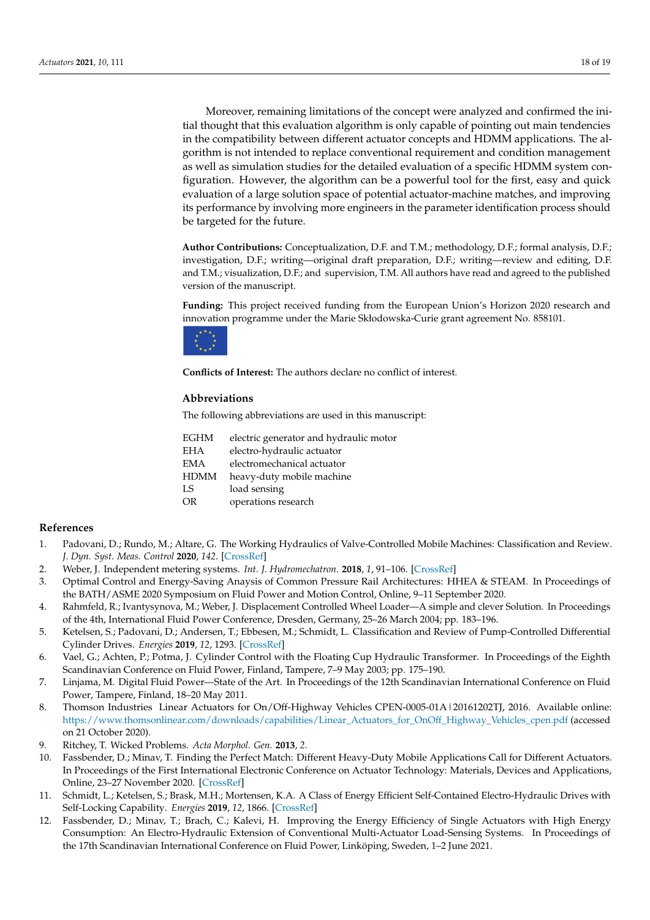Moreover, remaining limitations of the concept were analyzed and confirmed the initial thought that this evaluation algorithm is only capable of pointing out main tendencies in the compatibility between different actuator concepts and HDMM applications. The algorithm is not intended to replace conventional requirement and condition management as well as simulation studies for the detailed evaluation of a specific HDMM system configuration. However, the algorithm can be a powerful tool for the first, easy and quick evaluation of a large solution space of potential actuator-machine matches, and improving its performance by involving more engineers in the parameter identification process should be targeted for the future.

**Author Contributions:** Conceptualization, D.F. and T.M.; methodology, D.F.; formal analysis, D.F.; investigation, D.F.; writing—original draft preparation, D.F.; writing—review and editing, D.F. and T.M.; visualization, D.F.; and supervision, T.M. All authors have read and agreed to the published version of the manuscript.

**Funding:** This project received funding from the European Union's Horizon 2020 research and innovation programme under the Marie Skłodowska-Curie grant agreement No. 858101.

**Conflicts of Interest:** The authors declare no conflict of interest.

## Abbreviations

The following abbreviations are used in this manuscript:

| | |
|---|---|
| EGHM | electric generator and hydraulic motor |
| EHA | electro-hydraulic actuator |
| EMA | electromechanical actuator |
| HDMM | heavy-duty mobile machine |
| LS | load sensing |
| OR | operations research |

## References

1. Padovani, D.; Rundo, M.; Altare, G. The Working Hydraulics of Valve-Controlled Mobile Machines: Classification and Review. *J. Dyn. Syst. Meas. Control* **2020**, *142*. [CrossRef]
2. Weber, J. Independent metering systems. *Int. J. Hydromechatron.* **2018**, *1*, 91–106. [CrossRef]
3. Optimal Control and Energy-Saving Anaysis of Common Pressure Rail Architectures: HHEA & STEAM. In Proceedings of the BATH/ASME 2020 Symposium on Fluid Power and Motion Control, Online, 9–11 September 2020.
4. Rahmfeld, R.; Ivantysynova, M.; Weber, J. Displacement Controlled Wheel Loader—A simple and clever Solution. In Proceedings of the 4th, International Fluid Power Conference, Dresden, Germany, 25–26 March 2004; pp. 183–196.
5. Ketelsen, S.; Padovani, D.; Andersen, T.; Ebbesen, M.; Schmidt, L. Classification and Review of Pump-Controlled Differential Cylinder Drives. *Energies* **2019**, *12*, 1293. [CrossRef]
6. Vael, G.; Achten, P.; Potma, J. Cylinder Control with the Floating Cup Hydraulic Transformer. In Proceedings of the Eighth Scandinavian Conference on Fluid Power, Finland, Tampere, 7–9 May 2003; pp. 175–190.
7. Linjama, M. Digital Fluid Power—State of the Art. In Proceedings of the 12th Scandinavian International Conference on Fluid Power, Tampere, Finland, 18–20 May 2011.
8. Thomson Industries Linear Actuators for On/Off-Highway Vehicles CPEN-0005-01A | 20161202TJ, 2016. Available online: https://www.thomsonlinear.com/downloads/capabilities/Linear_Actuators_for_OnOff_Highway_Vehicles_cpen.pdf (accessed on 21 October 2020).
9. Ritchey, T. Wicked Problems. *Acta Morphol. Gen.* **2013**, *2*.
10. Fassbender, D.; Minav, T. Finding the Perfect Match: Different Heavy-Duty Mobile Applications Call for Different Actuators. In Proceedings of the First International Electronic Conference on Actuator Technology: Materials, Devices and Applications, Online, 23–27 November 2020. [CrossRef]
11. Schmidt, L.; Ketelsen, S.; Brask, M.H.; Mortensen, K.A. A Class of Energy Efficient Self-Contained Electro-Hydraulic Drives with Self-Locking Capability. *Energies* **2019**, *12*, 1866. [CrossRef]
12. Fassbender, D.; Minav, T.; Brach, C.; Kalevi, H. Improving the Energy Efficiency of Single Actuators with High Energy Consumption: An Electro-Hydraulic Extension of Conventional Multi-Actuator Load-Sensing Systems. In Proceedings of the 17th Scandinavian International Conference on Fluid Power, Linköping, Sweden, 1–2 June 2021.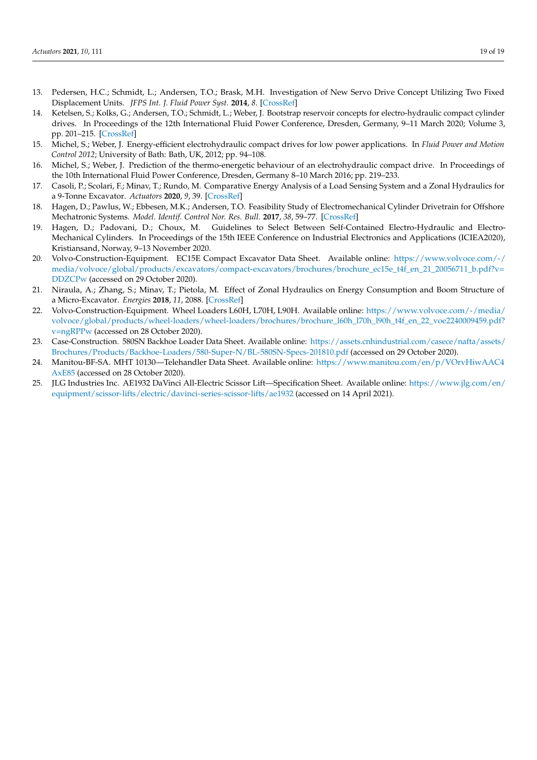13. Pedersen, H.C.; Schmidt, L.; Andersen, T.O.; Brask, M.H. Investigation of New Servo Drive Concept Utilizing Two Fixed Displacement Units. *JFPS Int. J. Fluid Power Syst.* **2014**, *8*. [CrossRef]
14. Ketelsen, S.; Kolks, G.; Andersen, T.O.; Schmidt, L.; Weber, J. Bootstrap reservoir concepts for electro-hydraulic compact cylinder drives. In Proceedings of the 12th International Fluid Power Conference, Dresden, Germany, 9–11 March 2020; Volume 3, pp. 201–215. [CrossRef]
15. Michel, S.; Weber, J. Energy-efficient electrohydraulic compact drives for low power applications. In *Fluid Power and Motion Control 2012*; University of Bath: Bath, UK, 2012; pp. 94–108.
16. Michel, S.; Weber, J. Prediction of the thermo-energetic behaviour of an electrohydraulic compact drive. In Proceedings of the 10th International Fluid Power Conference, Dresden, Germany 8–10 March 2016; pp. 219–233.
17. Casoli, P.; Scolari, F.; Minav, T.; Rundo, M. Comparative Energy Analysis of a Load Sensing System and a Zonal Hydraulics for a 9-Tonne Excavator. *Actuators* **2020**, *9*, 39. [CrossRef]
18. Hagen, D.; Pawlus, W.; Ebbesen, M.K.; Andersen, T.O. Feasibility Study of Electromechanical Cylinder Drivetrain for Offshore Mechatronic Systems. *Model. Identif. Control Nor. Res. Bull.* **2017**, *38*, 59–77. [CrossRef]
19. Hagen, D.; Padovani, D.; Choux, M. Guidelines to Select Between Self-Contained Electro-Hydraulic and Electro-Mechanical Cylinders. In Proceedings of the 15th IEEE Conference on Industrial Electronics and Applications (ICIEA2020), Kristiansand, Norway, 9–13 November 2020.
20. Volvo-Construction-Equipment. EC15E Compact Excavator Data Sheet. Available online: https://www.volvoce.com/-/media/volvoce/global/products/excavators/compact-excavators/brochures/brochure_ec15e_t4f_en_21_20056711_b.pdf?v=DDZCPw (accessed on 29 October 2020).
21. Niraula, A.; Zhang, S.; Minav, T.; Pietola, M. Effect of Zonal Hydraulics on Energy Consumption and Boom Structure of a Micro-Excavator. *Energies* **2018**, *11*, 2088. [CrossRef]
22. Volvo-Construction-Equipment. Wheel Loaders L60H, L70H, L90H. Available online: https://www.volvoce.com/-/media/volvoce/global/products/wheel-loaders/wheel-loaders/brochures/brochure_l60h_l70h_l90h_t4f_en_22_voe2240009459.pdf?v=ngRPPw (accessed on 28 October 2020).
23. Case-Construction. 580SN Backhoe Loader Data Sheet. Available online: https://assets.cnhindustrial.com/casece/nafta/assets/Brochures/Products/Backhoe-Loaders/580-Super-N/BL-580SN-Specs-201810.pdf (accessed on 29 October 2020).
24. Manitou-BF-SA. MHT 10130—Telehandler Data Sheet. Available online: https://www.manitou.com/en/p/VOrvHiwAAC4AxE85 (accessed on 28 October 2020).
25. JLG Industries Inc. AE1932 DaVinci All-Electric Scissor Lift—Specification Sheet. Available online: https://www.jlg.com/en/equipment/scissor-lifts/electric/davinci-series-scissor-lifts/ae1932 (accessed on 14 April 2021).